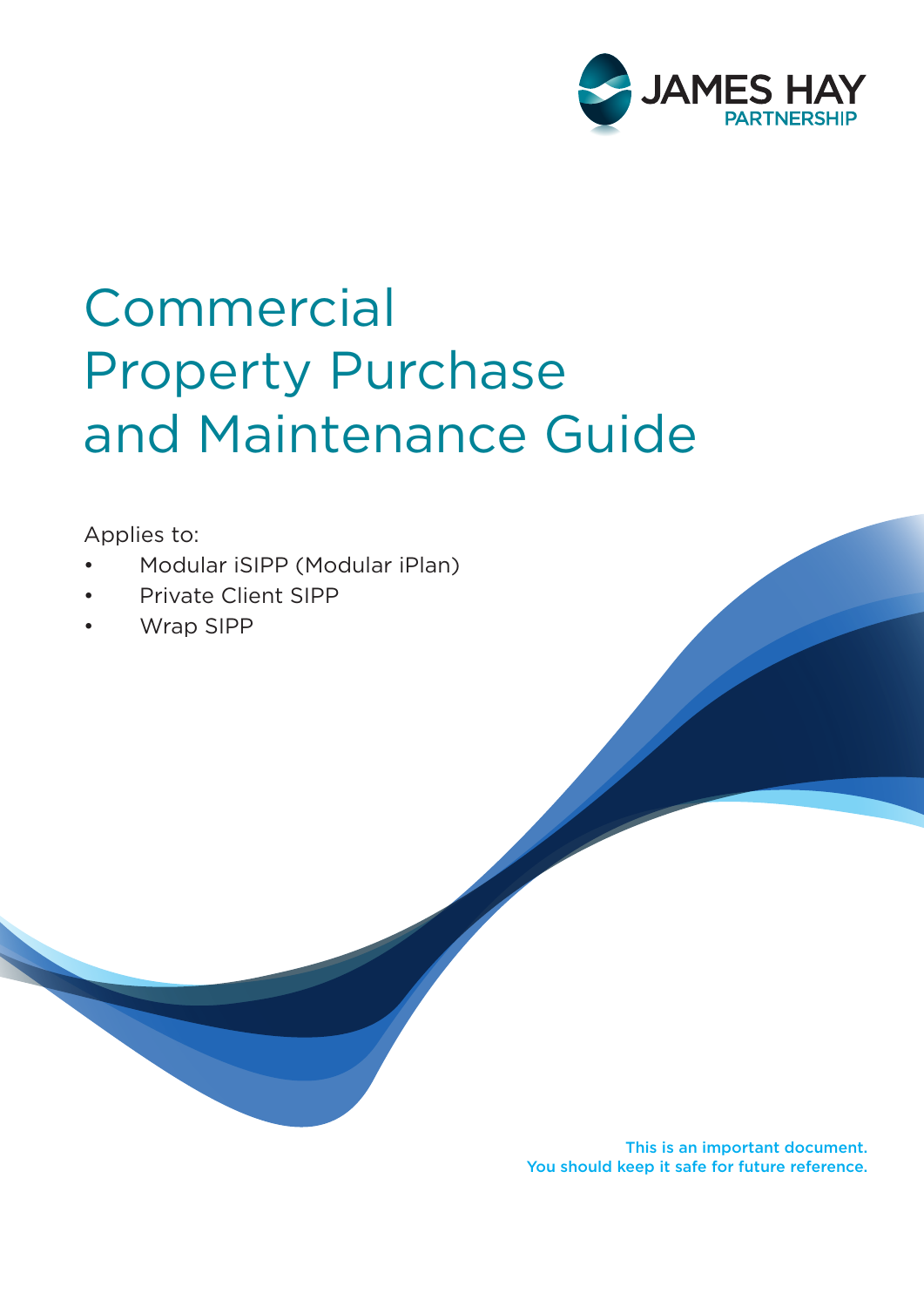JAMES HAY PARTNERSHIP

# Commercial Property Purchase and Maintenance Guide

Applies to:

- Modular iSIPP (Modular iPlan)
- Private Client SIPP
- Wrap SIPP

This is an important document.
You should keep it safe for future reference.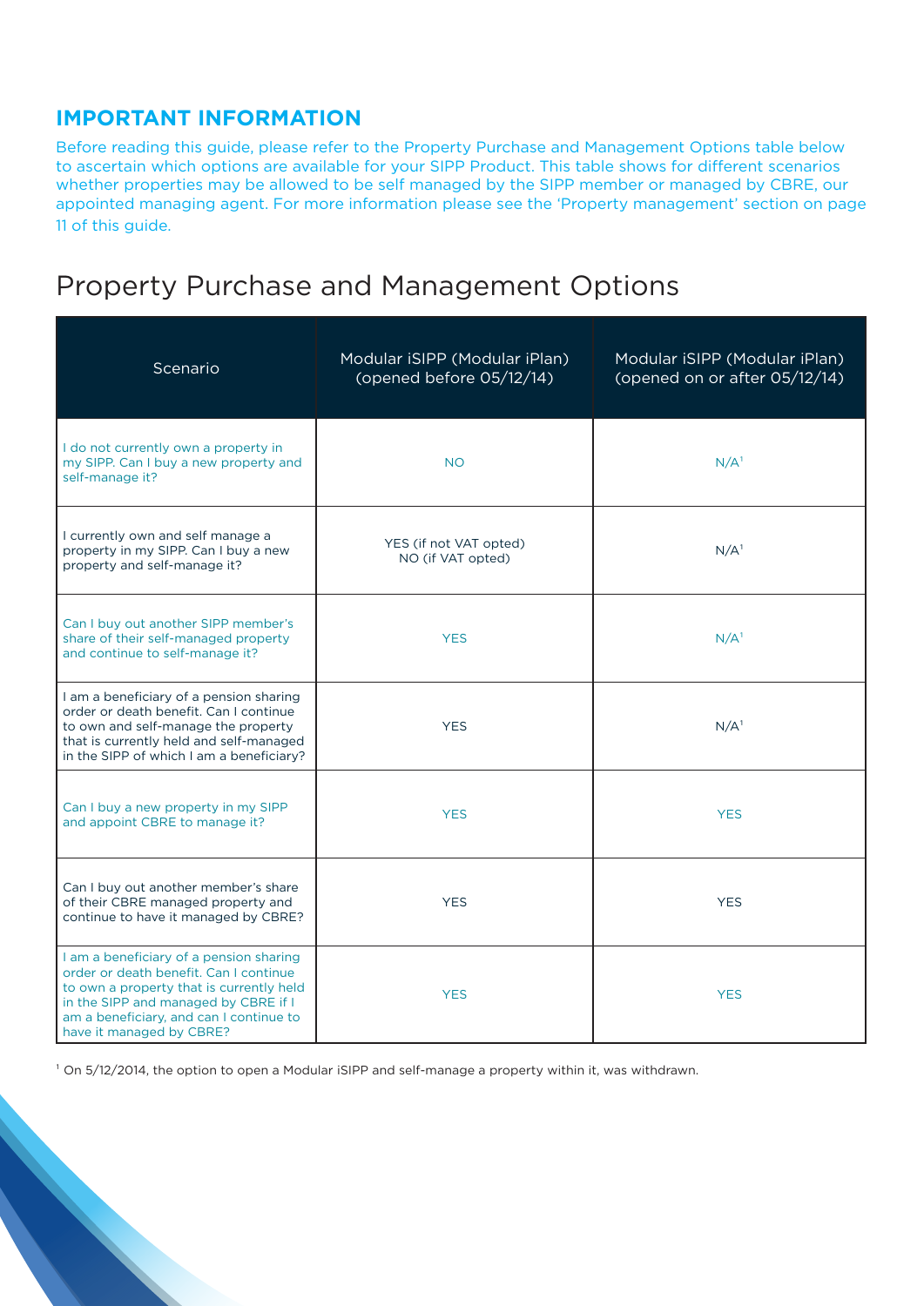## IMPORTANT INFORMATION

Before reading this guide, please refer to the Property Purchase and Management Options table below to ascertain which options are available for your SIPP Product. This table shows for different scenarios whether properties may be allowed to be self managed by the SIPP member or managed by CBRE, our appointed managing agent. For more information please see the 'Property management' section on page 11 of this guide.

# Property Purchase and Management Options

| Scenario | Modular iSIPP (Modular iPlan) (opened before 05/12/14) | Modular iSIPP (Modular iPlan) (opened on or after 05/12/14) |
|---|---|---|
| I do not currently own a property in my SIPP. Can I buy a new property and self-manage it? | NO | N/A[1] |
| I currently own and self manage a property in my SIPP. Can I buy a new property and self-manage it? | YES (if not VAT opted) NO (if VAT opted) | N/A[1] |
| Can I buy out another SIPP member's share of their self-managed property and continue to self-manage it? | YES | N/A[1] |
| I am a beneficiary of a pension sharing order or death benefit. Can I continue to own and self-manage the property that is currently held and self-managed in the SIPP of which I am a beneficiary? | YES | N/A[1] |
| Can I buy a new property in my SIPP and appoint CBRE to manage it? | YES | YES |
| Can I buy out another member's share of their CBRE managed property and continue to have it managed by CBRE? | YES | YES |
| I am a beneficiary of a pension sharing order or death benefit. Can I continue to own a property that is currently held in the SIPP and managed by CBRE if I am a beneficiary, and can I continue to have it managed by CBRE? | YES | YES |

[1] On 5/12/2014, the option to open a Modular iSIPP and self-manage a property within it, was withdrawn.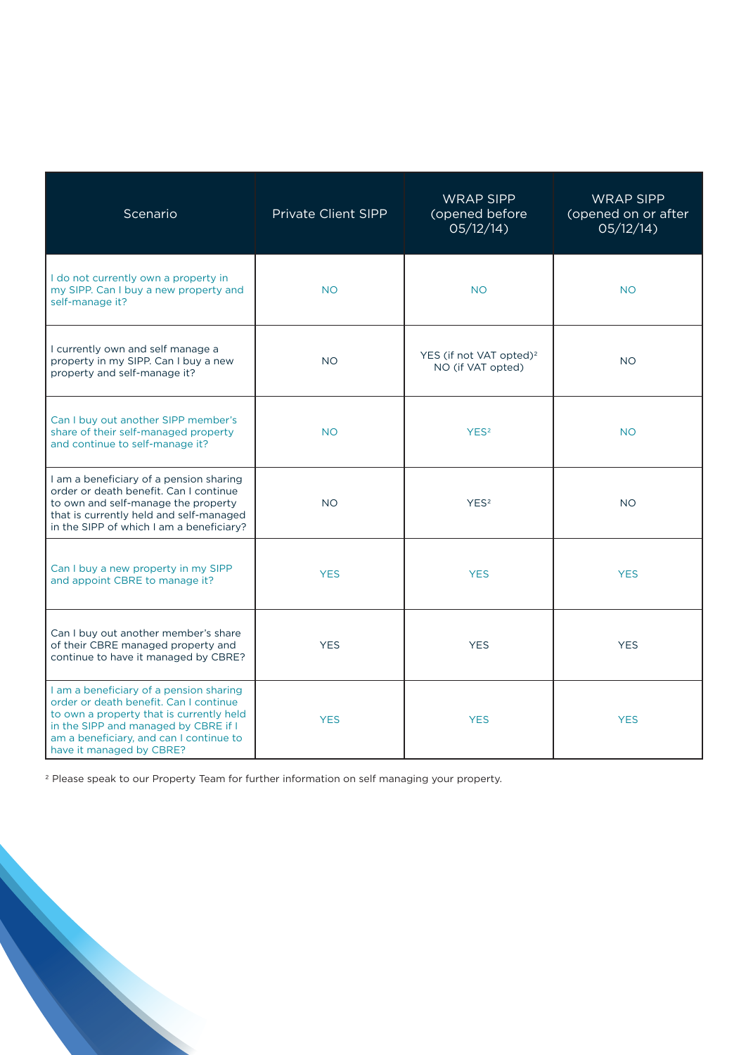| Scenario | Private Client SIPP | WRAP SIPP (opened before 05/12/14) | WRAP SIPP (opened on or after 05/12/14) |
|---|---|---|---|
| I do not currently own a property in my SIPP. Can I buy a new property and self-manage it? | NO | NO | NO |
| I currently own and self manage a property in my SIPP. Can I buy a new property and self-manage it? | NO | YES (if not VAT opted)[2] NO (if VAT opted) | NO |
| Can I buy out another SIPP member's share of their self-managed property and continue to self-manage it? | NO | YES[2] | NO |
| I am a beneficiary of a pension sharing order or death benefit. Can I continue to own and self-manage the property that is currently held and self-managed in the SIPP of which I am a beneficiary? | NO | YES[2] | NO |
| Can I buy a new property in my SIPP and appoint CBRE to manage it? | YES | YES | YES |
| Can I buy out another member's share of their CBRE managed property and continue to have it managed by CBRE? | YES | YES | YES |
| I am a beneficiary of a pension sharing order or death benefit. Can I continue to own a property that is currently held in the SIPP and managed by CBRE if I am a beneficiary, and can I continue to have it managed by CBRE? | YES | YES | YES |

[2] Please speak to our Property Team for further information on self managing your property.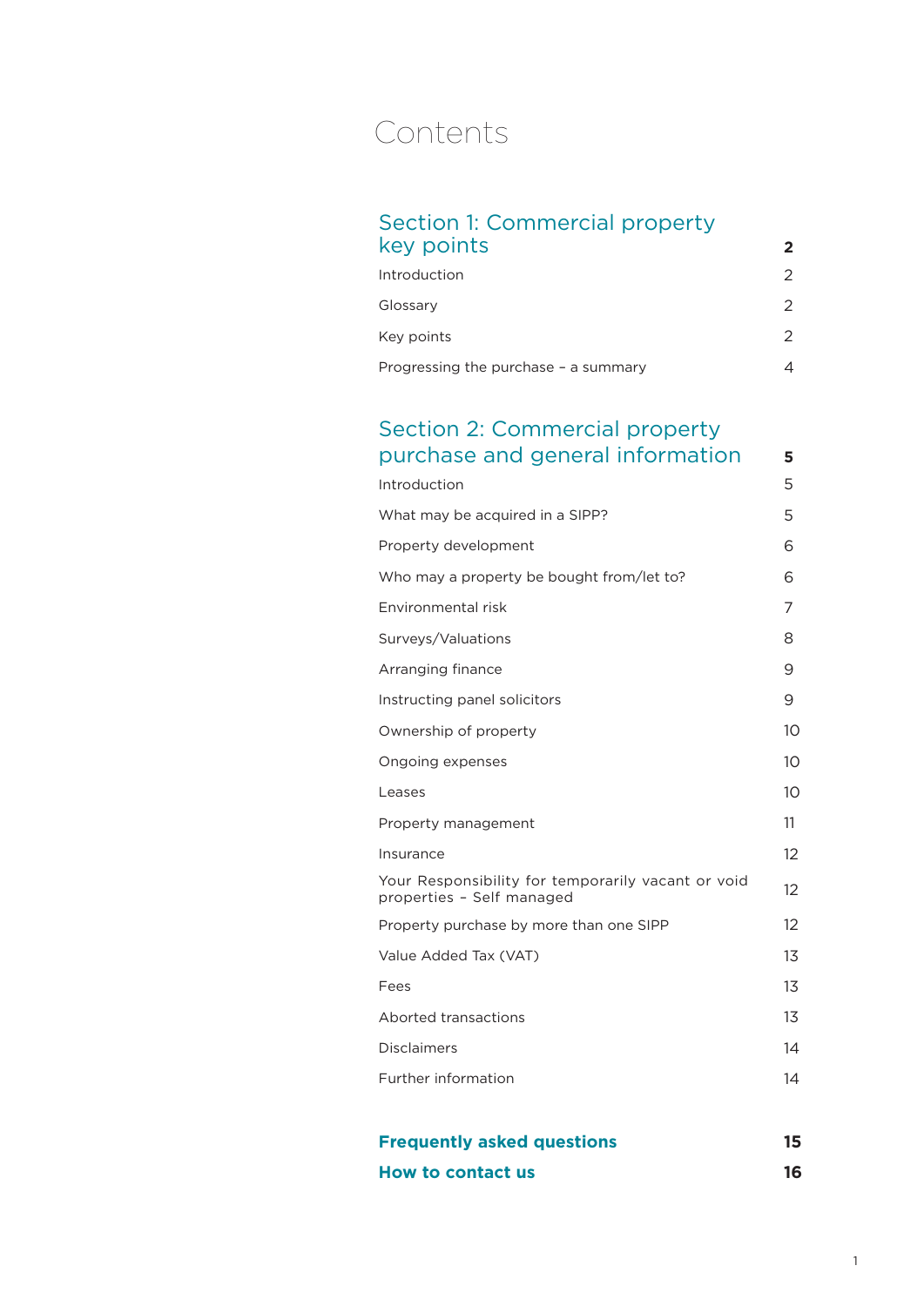# Contents

| | |
|---|---|
| **Section 1: Commercial property key points** | **2** |
| Introduction | 2 |
| Glossary | 2 |
| Key points | 2 |
| Progressing the purchase – a summary | 4 |
| **Section 2: Commercial property purchase and general information** | **5** |
| Introduction | 5 |
| What may be acquired in a SIPP? | 5 |
| Property development | 6 |
| Who may a property be bought from/let to? | 6 |
| Environmental risk | 7 |
| Surveys/Valuations | 8 |
| Arranging finance | 9 |
| Instructing panel solicitors | 9 |
| Ownership of property | 10 |
| Ongoing expenses | 10 |
| Leases | 10 |
| Property management | 11 |
| Insurance | 12 |
| Your Responsibility for temporarily vacant or void properties – Self managed | 12 |
| Property purchase by more than one SIPP | 12 |
| Value Added Tax (VAT) | 13 |
| Fees | 13 |
| Aborted transactions | 13 |
| Disclaimers | 14 |
| Further information | 14 |
| **Frequently asked questions** | **15** |
| **How to contact us** | **16** |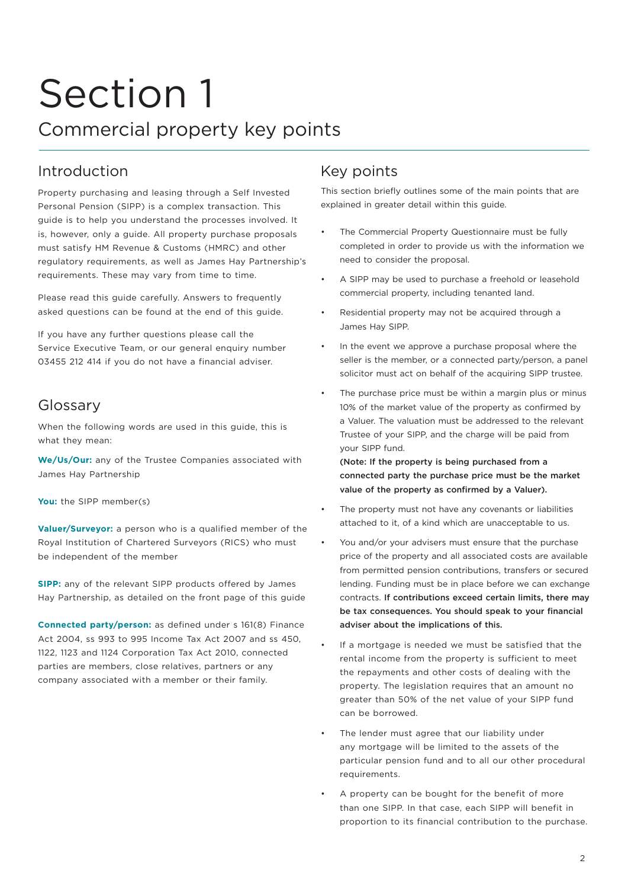# Section 1

## Commercial property key points

### Introduction

Property purchasing and leasing through a Self Invested Personal Pension (SIPP) is a complex transaction. This guide is to help you understand the processes involved. It is, however, only a guide. All property purchase proposals must satisfy HM Revenue & Customs (HMRC) and other regulatory requirements, as well as James Hay Partnership's requirements. These may vary from time to time.

Please read this guide carefully. Answers to frequently asked questions can be found at the end of this guide.

If you have any further questions please call the Service Executive Team, or our general enquiry number 03455 212 414 if you do not have a financial adviser.

### Glossary

When the following words are used in this guide, this is what they mean:

**We/Us/Our:** any of the Trustee Companies associated with James Hay Partnership

**You:** the SIPP member(s)

**Valuer/Surveyor:** a person who is a qualified member of the Royal Institution of Chartered Surveyors (RICS) who must be independent of the member

**SIPP:** any of the relevant SIPP products offered by James Hay Partnership, as detailed on the front page of this guide

**Connected party/person:** as defined under s 161(8) Finance Act 2004, ss 993 to 995 Income Tax Act 2007 and ss 450, 1122, 1123 and 1124 Corporation Tax Act 2010, connected parties are members, close relatives, partners or any company associated with a member or their family.

### Key points

This section briefly outlines some of the main points that are explained in greater detail within this guide.

- The Commercial Property Questionnaire must be fully completed in order to provide us with the information we need to consider the proposal.
- A SIPP may be used to purchase a freehold or leasehold commercial property, including tenanted land.
- Residential property may not be acquired through a James Hay SIPP.
- In the event we approve a purchase proposal where the seller is the member, or a connected party/person, a panel solicitor must act on behalf of the acquiring SIPP trustee.
- The purchase price must be within a margin plus or minus 10% of the market value of the property as confirmed by a Valuer. The valuation must be addressed to the relevant Trustee of your SIPP, and the charge will be paid from your SIPP fund.
  **(Note: If the property is being purchased from a connected party the purchase price must be the market value of the property as confirmed by a Valuer).**
- The property must not have any covenants or liabilities attached to it, of a kind which are unacceptable to us.
- You and/or your advisers must ensure that the purchase price of the property and all associated costs are available from permitted pension contributions, transfers or secured lending. Funding must be in place before we can exchange contracts. **If contributions exceed certain limits, there may be tax consequences. You should speak to your financial adviser about the implications of this.**
- If a mortgage is needed we must be satisfied that the rental income from the property is sufficient to meet the repayments and other costs of dealing with the property. The legislation requires that an amount no greater than 50% of the net value of your SIPP fund can be borrowed.
- The lender must agree that our liability under any mortgage will be limited to the assets of the particular pension fund and to all our other procedural requirements.
- A property can be bought for the benefit of more than one SIPP. In that case, each SIPP will benefit in proportion to its financial contribution to the purchase.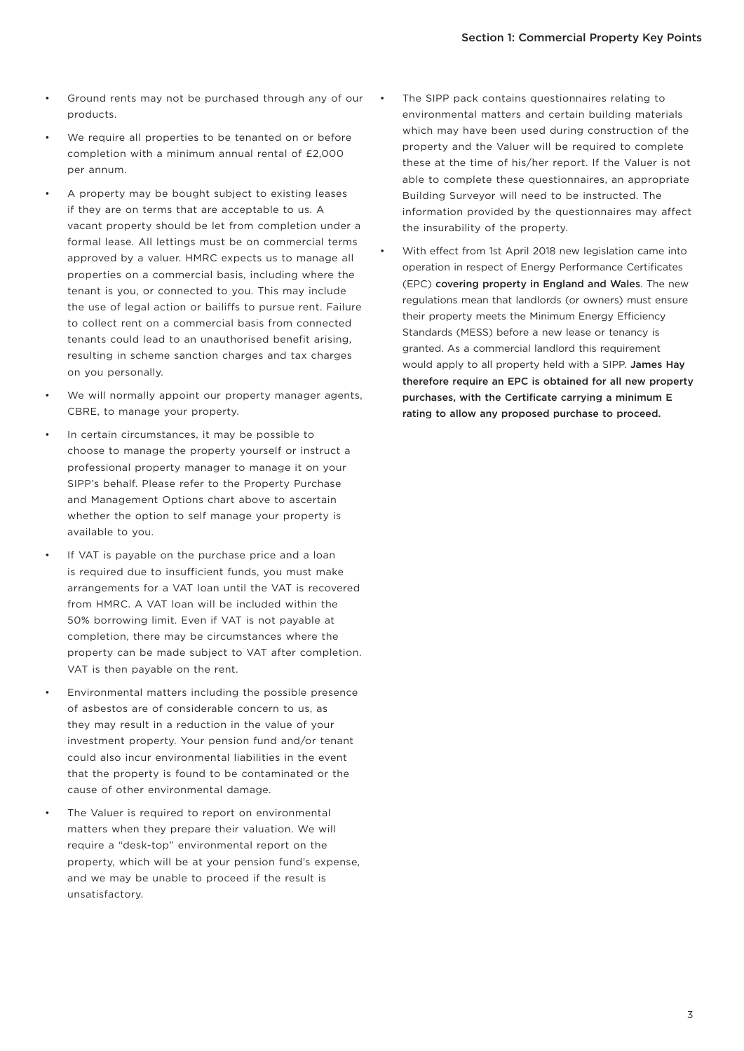- Ground rents may not be purchased through any of our products.
- We require all properties to be tenanted on or before completion with a minimum annual rental of £2,000 per annum.
- A property may be bought subject to existing leases if they are on terms that are acceptable to us. A vacant property should be let from completion under a formal lease. All lettings must be on commercial terms approved by a valuer. HMRC expects us to manage all properties on a commercial basis, including where the tenant is you, or connected to you. This may include the use of legal action or bailiffs to pursue rent. Failure to collect rent on a commercial basis from connected tenants could lead to an unauthorised benefit arising, resulting in scheme sanction charges and tax charges on you personally.
- We will normally appoint our property manager agents, CBRE, to manage your property.
- In certain circumstances, it may be possible to choose to manage the property yourself or instruct a professional property manager to manage it on your SIPP's behalf. Please refer to the Property Purchase and Management Options chart above to ascertain whether the option to self manage your property is available to you.
- If VAT is payable on the purchase price and a loan is required due to insufficient funds, you must make arrangements for a VAT loan until the VAT is recovered from HMRC. A VAT loan will be included within the 50% borrowing limit. Even if VAT is not payable at completion, there may be circumstances where the property can be made subject to VAT after completion. VAT is then payable on the rent.
- Environmental matters including the possible presence of asbestos are of considerable concern to us, as they may result in a reduction in the value of your investment property. Your pension fund and/or tenant could also incur environmental liabilities in the event that the property is found to be contaminated or the cause of other environmental damage.
- The Valuer is required to report on environmental matters when they prepare their valuation. We will require a "desk-top" environmental report on the property, which will be at your pension fund's expense, and we may be unable to proceed if the result is unsatisfactory.
- The SIPP pack contains questionnaires relating to environmental matters and certain building materials which may have been used during construction of the property and the Valuer will be required to complete these at the time of his/her report. If the Valuer is not able to complete these questionnaires, an appropriate Building Surveyor will need to be instructed. The information provided by the questionnaires may affect the insurability of the property.
- With effect from 1st April 2018 new legislation came into operation in respect of Energy Performance Certificates (EPC) **covering property in England and Wales**. The new regulations mean that landlords (or owners) must ensure their property meets the Minimum Energy Efficiency Standards (MESS) before a new lease or tenancy is granted. As a commercial landlord this requirement would apply to all property held with a SIPP. **James Hay therefore require an EPC is obtained for all new property purchases, with the Certificate carrying a minimum E rating to allow any proposed purchase to proceed.**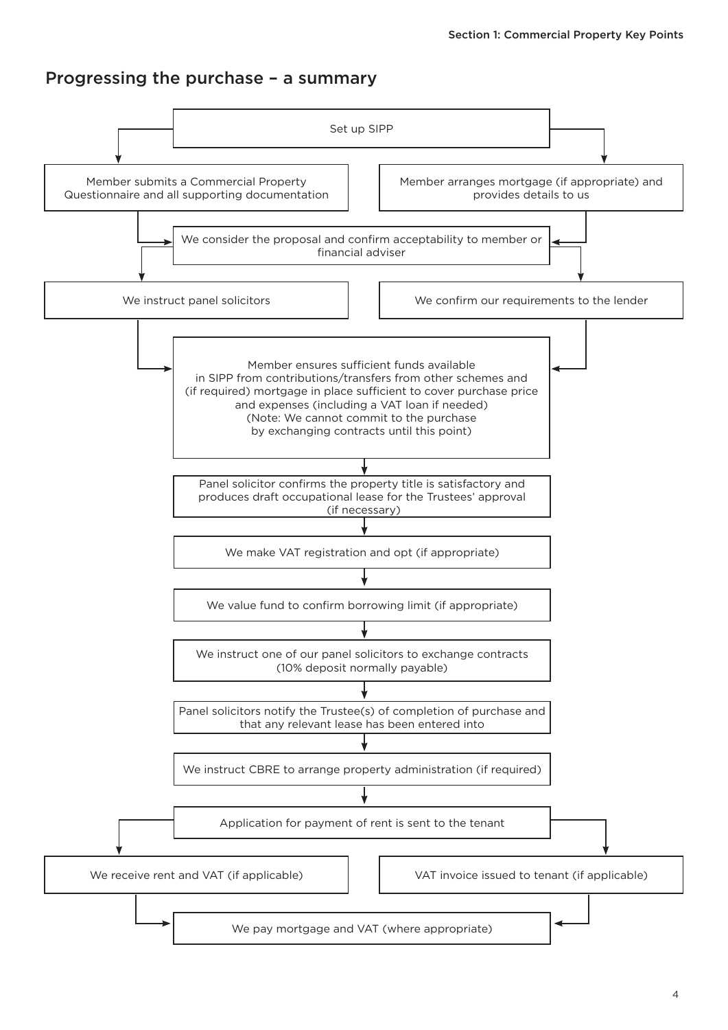## Progressing the purchase – a summary

Set up SIPP

Member submits a Commercial Property Questionnaire and all supporting documentation

Member arranges mortgage (if appropriate) and provides details to us

We consider the proposal and confirm acceptability to member or financial adviser

We instruct panel solicitors

We confirm our requirements to the lender

Member ensures sufficient funds available in SIPP from contributions/transfers from other schemes and (if required) mortgage in place sufficient to cover purchase price and expenses (including a VAT loan if needed) (Note: We cannot commit to the purchase by exchanging contracts until this point)

Panel solicitor confirms the property title is satisfactory and produces draft occupational lease for the Trustees' approval (if necessary)

We make VAT registration and opt (if appropriate)

We value fund to confirm borrowing limit (if appropriate)

We instruct one of our panel solicitors to exchange contracts (10% deposit normally payable)

Panel solicitors notify the Trustee(s) of completion of purchase and that any relevant lease has been entered into

We instruct CBRE to arrange property administration (if required)

Application for payment of rent is sent to the tenant

We receive rent and VAT (if applicable)

VAT invoice issued to tenant (if applicable)

We pay mortgage and VAT (where appropriate)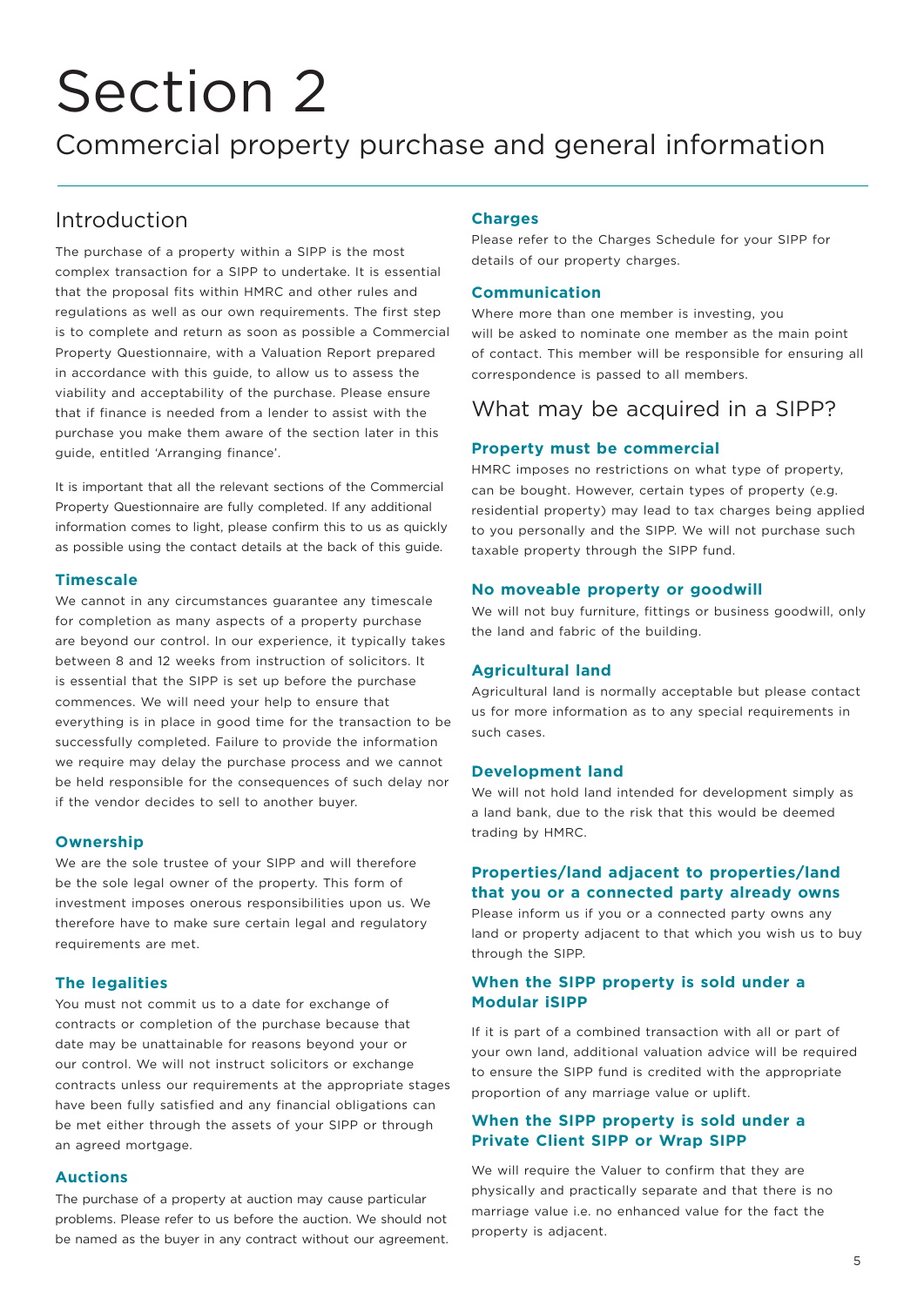# Section 2

## Commercial property purchase and general information

## Introduction

The purchase of a property within a SIPP is the most complex transaction for a SIPP to undertake. It is essential that the proposal fits within HMRC and other rules and regulations as well as our own requirements. The first step is to complete and return as soon as possible a Commercial Property Questionnaire, with a Valuation Report prepared in accordance with this guide, to allow us to assess the viability and acceptability of the purchase. Please ensure that if finance is needed from a lender to assist with the purchase you make them aware of the section later in this guide, entitled 'Arranging finance'.

It is important that all the relevant sections of the Commercial Property Questionnaire are fully completed. If any additional information comes to light, please confirm this to us as quickly as possible using the contact details at the back of this guide.

### Timescale

We cannot in any circumstances guarantee any timescale for completion as many aspects of a property purchase are beyond our control. In our experience, it typically takes between 8 and 12 weeks from instruction of solicitors. It is essential that the SIPP is set up before the purchase commences. We will need your help to ensure that everything is in place in good time for the transaction to be successfully completed. Failure to provide the information we require may delay the purchase process and we cannot be held responsible for the consequences of such delay nor if the vendor decides to sell to another buyer.

### Ownership

We are the sole trustee of your SIPP and will therefore be the sole legal owner of the property. This form of investment imposes onerous responsibilities upon us. We therefore have to make sure certain legal and regulatory requirements are met.

### The legalities

You must not commit us to a date for exchange of contracts or completion of the purchase because that date may be unattainable for reasons beyond your or our control. We will not instruct solicitors or exchange contracts unless our requirements at the appropriate stages have been fully satisfied and any financial obligations can be met either through the assets of your SIPP or through an agreed mortgage.

### Auctions

The purchase of a property at auction may cause particular problems. Please refer to us before the auction. We should not be named as the buyer in any contract without our agreement.

### Charges

Please refer to the Charges Schedule for your SIPP for details of our property charges.

### Communication

Where more than one member is investing, you will be asked to nominate one member as the main point of contact. This member will be responsible for ensuring all correspondence is passed to all members.

## What may be acquired in a SIPP?

### Property must be commercial

HMRC imposes no restrictions on what type of property, can be bought. However, certain types of property (e.g. residential property) may lead to tax charges being applied to you personally and the SIPP. We will not purchase such taxable property through the SIPP fund.

### No moveable property or goodwill

We will not buy furniture, fittings or business goodwill, only the land and fabric of the building.

### Agricultural land

Agricultural land is normally acceptable but please contact us for more information as to any special requirements in such cases.

### Development land

We will not hold land intended for development simply as a land bank, due to the risk that this would be deemed trading by HMRC.

### Properties/land adjacent to properties/land that you or a connected party already owns

Please inform us if you or a connected party owns any land or property adjacent to that which you wish us to buy through the SIPP.

### When the SIPP property is sold under a Modular iSIPP

If it is part of a combined transaction with all or part of your own land, additional valuation advice will be required to ensure the SIPP fund is credited with the appropriate proportion of any marriage value or uplift.

### When the SIPP property is sold under a Private Client SIPP or Wrap SIPP

We will require the Valuer to confirm that they are physically and practically separate and that there is no marriage value i.e. no enhanced value for the fact the property is adjacent.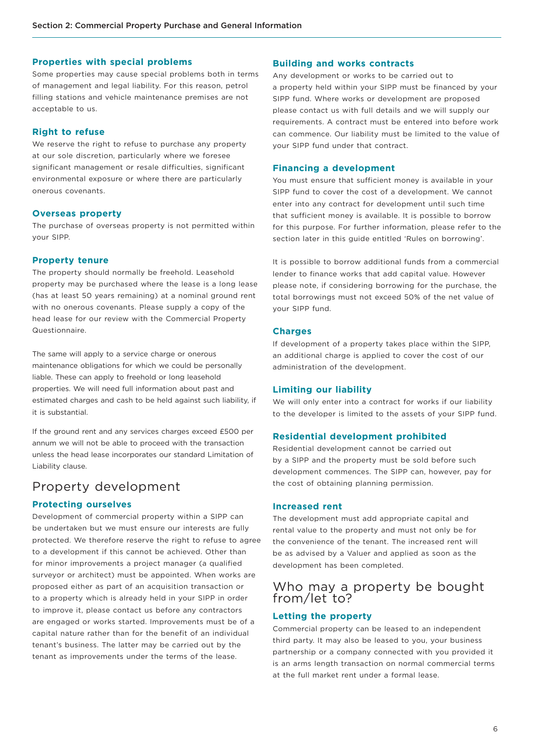### Properties with special problems

Some properties may cause special problems both in terms of management and legal liability. For this reason, petrol filling stations and vehicle maintenance premises are not acceptable to us.

### Right to refuse

We reserve the right to refuse to purchase any property at our sole discretion, particularly where we foresee significant management or resale difficulties, significant environmental exposure or where there are particularly onerous covenants.

### Overseas property

The purchase of overseas property is not permitted within your SIPP.

### Property tenure

The property should normally be freehold. Leasehold property may be purchased where the lease is a long lease (has at least 50 years remaining) at a nominal ground rent with no onerous covenants. Please supply a copy of the head lease for our review with the Commercial Property Questionnaire.

The same will apply to a service charge or onerous maintenance obligations for which we could be personally liable. These can apply to freehold or long leasehold properties. We will need full information about past and estimated charges and cash to be held against such liability, if it is substantial.

If the ground rent and any services charges exceed £500 per annum we will not be able to proceed with the transaction unless the head lease incorporates our standard Limitation of Liability clause.

## Property development

### Protecting ourselves

Development of commercial property within a SIPP can be undertaken but we must ensure our interests are fully protected. We therefore reserve the right to refuse to agree to a development if this cannot be achieved. Other than for minor improvements a project manager (a qualified surveyor or architect) must be appointed. When works are proposed either as part of an acquisition transaction or to a property which is already held in your SIPP in order to improve it, please contact us before any contractors are engaged or works started. Improvements must be of a capital nature rather than for the benefit of an individual tenant's business. The latter may be carried out by the tenant as improvements under the terms of the lease.

### Building and works contracts

Any development or works to be carried out to a property held within your SIPP must be financed by your SIPP fund. Where works or development are proposed please contact us with full details and we will supply our requirements. A contract must be entered into before work can commence. Our liability must be limited to the value of your SIPP fund under that contract.

### Financing a development

You must ensure that sufficient money is available in your SIPP fund to cover the cost of a development. We cannot enter into any contract for development until such time that sufficient money is available. It is possible to borrow for this purpose. For further information, please refer to the section later in this guide entitled 'Rules on borrowing'.

It is possible to borrow additional funds from a commercial lender to finance works that add capital value. However please note, if considering borrowing for the purchase, the total borrowings must not exceed 50% of the net value of your SIPP fund.

### Charges

If development of a property takes place within the SIPP, an additional charge is applied to cover the cost of our administration of the development.

### Limiting our liability

We will only enter into a contract for works if our liability to the developer is limited to the assets of your SIPP fund.

### Residential development prohibited

Residential development cannot be carried out by a SIPP and the property must be sold before such development commences. The SIPP can, however, pay for the cost of obtaining planning permission.

### Increased rent

The development must add appropriate capital and rental value to the property and must not only be for the convenience of the tenant. The increased rent will be as advised by a Valuer and applied as soon as the development has been completed.

## Who may a property be bought from/let to?

### Letting the property

Commercial property can be leased to an independent third party. It may also be leased to you, your business partnership or a company connected with you provided it is an arms length transaction on normal commercial terms at the full market rent under a formal lease.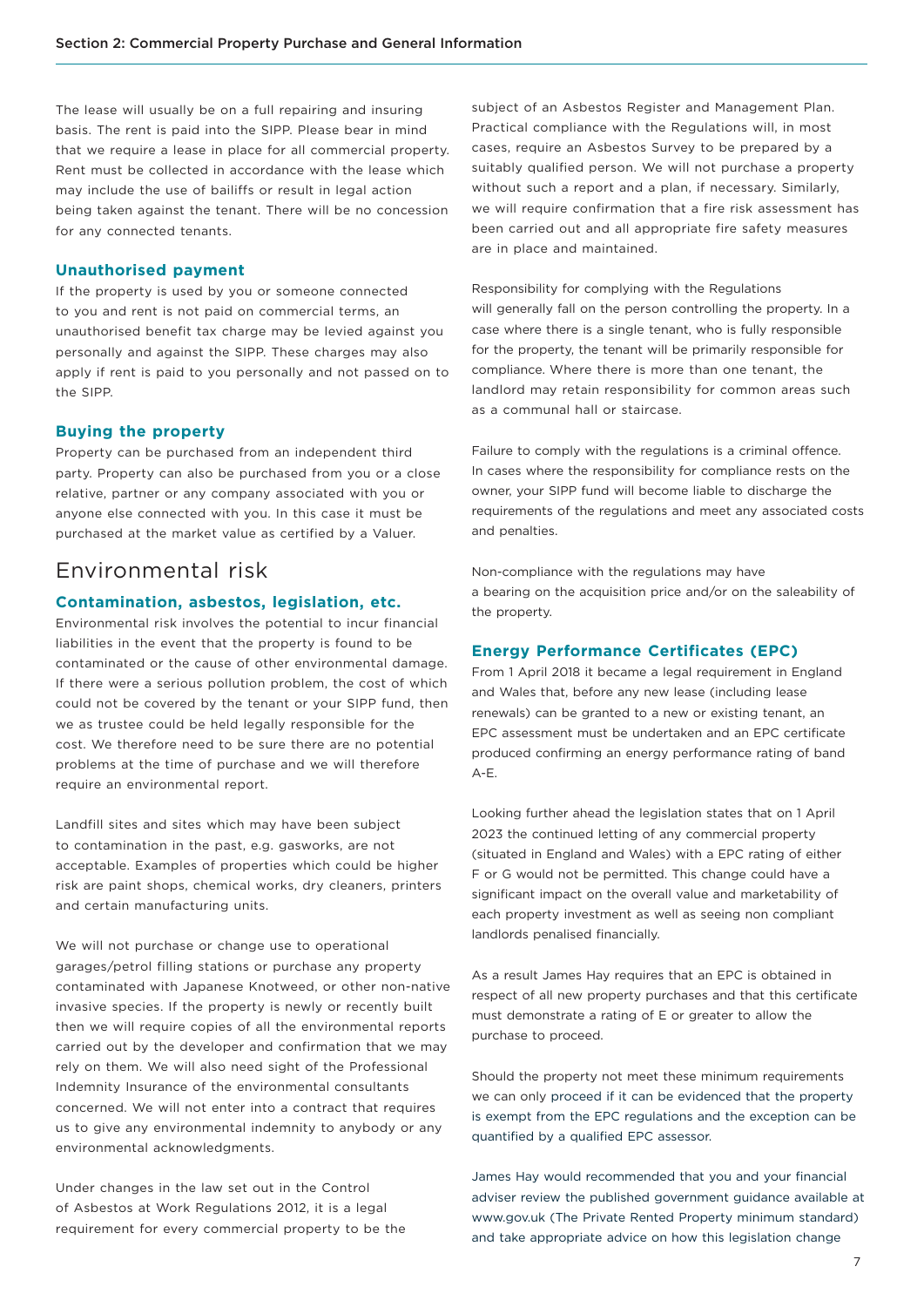The lease will usually be on a full repairing and insuring basis. The rent is paid into the SIPP. Please bear in mind that we require a lease in place for all commercial property. Rent must be collected in accordance with the lease which may include the use of bailiffs or result in legal action being taken against the tenant. There will be no concession for any connected tenants.

### Unauthorised payment

If the property is used by you or someone connected to you and rent is not paid on commercial terms, an unauthorised benefit tax charge may be levied against you personally and against the SIPP. These charges may also apply if rent is paid to you personally and not passed on to the SIPP.

### Buying the property

Property can be purchased from an independent third party. Property can also be purchased from you or a close relative, partner or any company associated with you or anyone else connected with you. In this case it must be purchased at the market value as certified by a Valuer.

## Environmental risk

### Contamination, asbestos, legislation, etc.

Environmental risk involves the potential to incur financial liabilities in the event that the property is found to be contaminated or the cause of other environmental damage. If there were a serious pollution problem, the cost of which could not be covered by the tenant or your SIPP fund, then we as trustee could be held legally responsible for the cost. We therefore need to be sure there are no potential problems at the time of purchase and we will therefore require an environmental report.

Landfill sites and sites which may have been subject to contamination in the past, e.g. gasworks, are not acceptable. Examples of properties which could be higher risk are paint shops, chemical works, dry cleaners, printers and certain manufacturing units.

We will not purchase or change use to operational garages/petrol filling stations or purchase any property contaminated with Japanese Knotweed, or other non-native invasive species. If the property is newly or recently built then we will require copies of all the environmental reports carried out by the developer and confirmation that we may rely on them. We will also need sight of the Professional Indemnity Insurance of the environmental consultants concerned. We will not enter into a contract that requires us to give any environmental indemnity to anybody or any environmental acknowledgments.

Under changes in the law set out in the Control of Asbestos at Work Regulations 2012, it is a legal requirement for every commercial property to be the subject of an Asbestos Register and Management Plan. Practical compliance with the Regulations will, in most cases, require an Asbestos Survey to be prepared by a suitably qualified person. We will not purchase a property without such a report and a plan, if necessary. Similarly, we will require confirmation that a fire risk assessment has been carried out and all appropriate fire safety measures are in place and maintained.

Responsibility for complying with the Regulations will generally fall on the person controlling the property. In a case where there is a single tenant, who is fully responsible for the property, the tenant will be primarily responsible for compliance. Where there is more than one tenant, the landlord may retain responsibility for common areas such as a communal hall or staircase.

Failure to comply with the regulations is a criminal offence. In cases where the responsibility for compliance rests on the owner, your SIPP fund will become liable to discharge the requirements of the regulations and meet any associated costs and penalties.

Non-compliance with the regulations may have a bearing on the acquisition price and/or on the saleability of the property.

### Energy Performance Certificates (EPC)

From 1 April 2018 it became a legal requirement in England and Wales that, before any new lease (including lease renewals) can be granted to a new or existing tenant, an EPC assessment must be undertaken and an EPC certificate produced confirming an energy performance rating of band A-E.

Looking further ahead the legislation states that on 1 April 2023 the continued letting of any commercial property (situated in England and Wales) with a EPC rating of either F or G would not be permitted. This change could have a significant impact on the overall value and marketability of each property investment as well as seeing non compliant landlords penalised financially.

As a result James Hay requires that an EPC is obtained in respect of all new property purchases and that this certificate must demonstrate a rating of E or greater to allow the purchase to proceed.

Should the property not meet these minimum requirements we can only proceed if it can be evidenced that the property is exempt from the EPC regulations and the exception can be quantified by a qualified EPC assessor.

James Hay would recommended that you and your financial adviser review the published government guidance available at www.gov.uk (The Private Rented Property minimum standard) and take appropriate advice on how this legislation change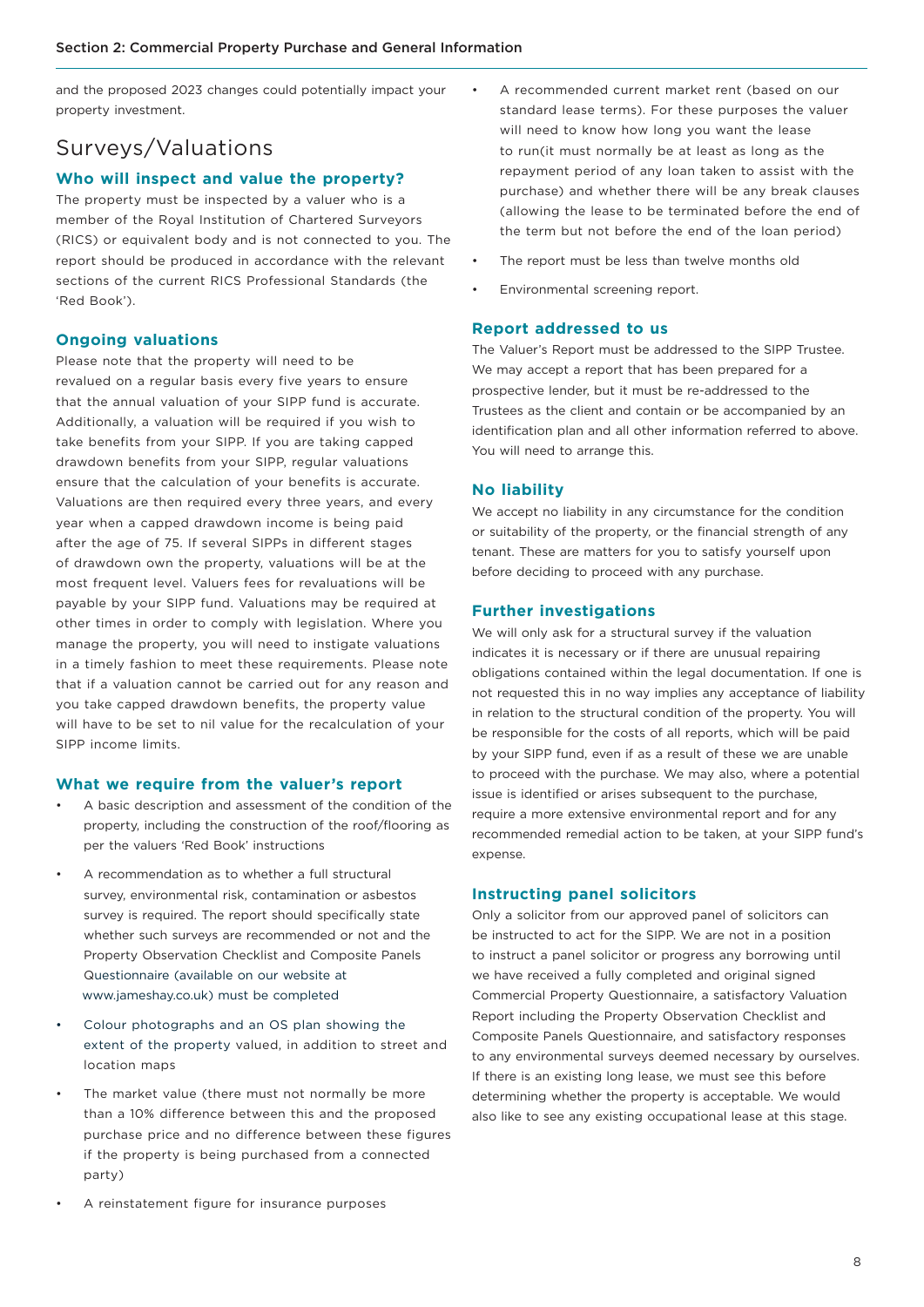and the proposed 2023 changes could potentially impact your property investment.

## Surveys/Valuations

### Who will inspect and value the property?

The property must be inspected by a valuer who is a member of the Royal Institution of Chartered Surveyors (RICS) or equivalent body and is not connected to you. The report should be produced in accordance with the relevant sections of the current RICS Professional Standards (the 'Red Book').

### Ongoing valuations

Please note that the property will need to be revalued on a regular basis every five years to ensure that the annual valuation of your SIPP fund is accurate. Additionally, a valuation will be required if you wish to take benefits from your SIPP. If you are taking capped drawdown benefits from your SIPP, regular valuations ensure that the calculation of your benefits is accurate. Valuations are then required every three years, and every year when a capped drawdown income is being paid after the age of 75. If several SIPPs in different stages of drawdown own the property, valuations will be at the most frequent level. Valuers fees for revaluations will be payable by your SIPP fund. Valuations may be required at other times in order to comply with legislation. Where you manage the property, you will need to instigate valuations in a timely fashion to meet these requirements. Please note that if a valuation cannot be carried out for any reason and you take capped drawdown benefits, the property value will have to be set to nil value for the recalculation of your SIPP income limits.

### What we require from the valuer's report

- A basic description and assessment of the condition of the property, including the construction of the roof/flooring as per the valuers 'Red Book' instructions
- A recommendation as to whether a full structural survey, environmental risk, contamination or asbestos survey is required. The report should specifically state whether such surveys are recommended or not and the Property Observation Checklist and Composite Panels Questionnaire (available on our website at www.jameshay.co.uk) must be completed
- Colour photographs and an OS plan showing the extent of the property valued, in addition to street and location maps
- The market value (there must not normally be more than a 10% difference between this and the proposed purchase price and no difference between these figures if the property is being purchased from a connected party)
- A reinstatement figure for insurance purposes
- A recommended current market rent (based on our standard lease terms). For these purposes the valuer will need to know how long you want the lease to run(it must normally be at least as long as the repayment period of any loan taken to assist with the purchase) and whether there will be any break clauses (allowing the lease to be terminated before the end of the term but not before the end of the loan period)
- The report must be less than twelve months old
- Environmental screening report.

### Report addressed to us

The Valuer's Report must be addressed to the SIPP Trustee. We may accept a report that has been prepared for a prospective lender, but it must be re-addressed to the Trustees as the client and contain or be accompanied by an identification plan and all other information referred to above. You will need to arrange this.

### No liability

We accept no liability in any circumstance for the condition or suitability of the property, or the financial strength of any tenant. These are matters for you to satisfy yourself upon before deciding to proceed with any purchase.

### Further investigations

We will only ask for a structural survey if the valuation indicates it is necessary or if there are unusual repairing obligations contained within the legal documentation. If one is not requested this in no way implies any acceptance of liability in relation to the structural condition of the property. You will be responsible for the costs of all reports, which will be paid by your SIPP fund, even if as a result of these we are unable to proceed with the purchase. We may also, where a potential issue is identified or arises subsequent to the purchase, require a more extensive environmental report and for any recommended remedial action to be taken, at your SIPP fund's expense.

### Instructing panel solicitors

Only a solicitor from our approved panel of solicitors can be instructed to act for the SIPP. We are not in a position to instruct a panel solicitor or progress any borrowing until we have received a fully completed and original signed Commercial Property Questionnaire, a satisfactory Valuation Report including the Property Observation Checklist and Composite Panels Questionnaire, and satisfactory responses to any environmental surveys deemed necessary by ourselves. If there is an existing long lease, we must see this before determining whether the property is acceptable. We would also like to see any existing occupational lease at this stage.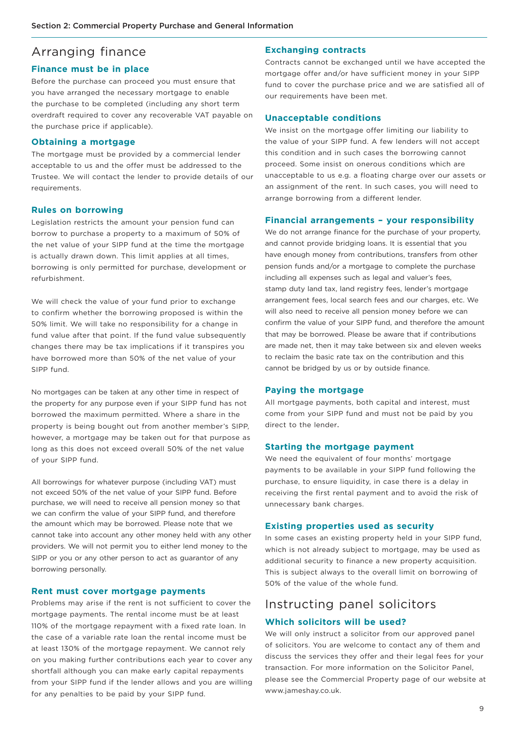## Arranging finance

### Finance must be in place

Before the purchase can proceed you must ensure that you have arranged the necessary mortgage to enable the purchase to be completed (including any short term overdraft required to cover any recoverable VAT payable on the purchase price if applicable).

### Obtaining a mortgage

The mortgage must be provided by a commercial lender acceptable to us and the offer must be addressed to the Trustee. We will contact the lender to provide details of our requirements.

### Rules on borrowing

Legislation restricts the amount your pension fund can borrow to purchase a property to a maximum of 50% of the net value of your SIPP fund at the time the mortgage is actually drawn down. This limit applies at all times, borrowing is only permitted for purchase, development or refurbishment.

We will check the value of your fund prior to exchange to confirm whether the borrowing proposed is within the 50% limit. We will take no responsibility for a change in fund value after that point. If the fund value subsequently changes there may be tax implications if it transpires you have borrowed more than 50% of the net value of your SIPP fund.

No mortgages can be taken at any other time in respect of the property for any purpose even if your SIPP fund has not borrowed the maximum permitted. Where a share in the property is being bought out from another member's SIPP, however, a mortgage may be taken out for that purpose as long as this does not exceed overall 50% of the net value of your SIPP fund.

All borrowings for whatever purpose (including VAT) must not exceed 50% of the net value of your SIPP fund. Before purchase, we will need to receive all pension money so that we can confirm the value of your SIPP fund, and therefore the amount which may be borrowed. Please note that we cannot take into account any other money held with any other providers. We will not permit you to either lend money to the SIPP or you or any other person to act as guarantor of any borrowing personally.

### Rent must cover mortgage payments

Problems may arise if the rent is not sufficient to cover the mortgage payments. The rental income must be at least 110% of the mortgage repayment with a fixed rate loan. In the case of a variable rate loan the rental income must be at least 130% of the mortgage repayment. We cannot rely on you making further contributions each year to cover any shortfall although you can make early capital repayments from your SIPP fund if the lender allows and you are willing for any penalties to be paid by your SIPP fund.

### Exchanging contracts

Contracts cannot be exchanged until we have accepted the mortgage offer and/or have sufficient money in your SIPP fund to cover the purchase price and we are satisfied all of our requirements have been met.

### Unacceptable conditions

We insist on the mortgage offer limiting our liability to the value of your SIPP fund. A few lenders will not accept this condition and in such cases the borrowing cannot proceed. Some insist on onerous conditions which are unacceptable to us e.g. a floating charge over our assets or an assignment of the rent. In such cases, you will need to arrange borrowing from a different lender.

### Financial arrangements – your responsibility

We do not arrange finance for the purchase of your property, and cannot provide bridging loans. It is essential that you have enough money from contributions, transfers from other pension funds and/or a mortgage to complete the purchase including all expenses such as legal and valuer's fees, stamp duty land tax, land registry fees, lender's mortgage arrangement fees, local search fees and our charges, etc. We will also need to receive all pension money before we can confirm the value of your SIPP fund, and therefore the amount that may be borrowed. Please be aware that if contributions are made net, then it may take between six and eleven weeks to reclaim the basic rate tax on the contribution and this cannot be bridged by us or by outside finance.

### Paying the mortgage

All mortgage payments, both capital and interest, must come from your SIPP fund and must not be paid by you direct to the lender.

### Starting the mortgage payment

We need the equivalent of four months' mortgage payments to be available in your SIPP fund following the purchase, to ensure liquidity, in case there is a delay in receiving the first rental payment and to avoid the risk of unnecessary bank charges.

### Existing properties used as security

In some cases an existing property held in your SIPP fund, which is not already subject to mortgage, may be used as additional security to finance a new property acquisition. This is subject always to the overall limit on borrowing of 50% of the value of the whole fund.

## Instructing panel solicitors

### Which solicitors will be used?

We will only instruct a solicitor from our approved panel of solicitors. You are welcome to contact any of them and discuss the services they offer and their legal fees for your transaction. For more information on the Solicitor Panel, please see the Commercial Property page of our website at www.jameshay.co.uk.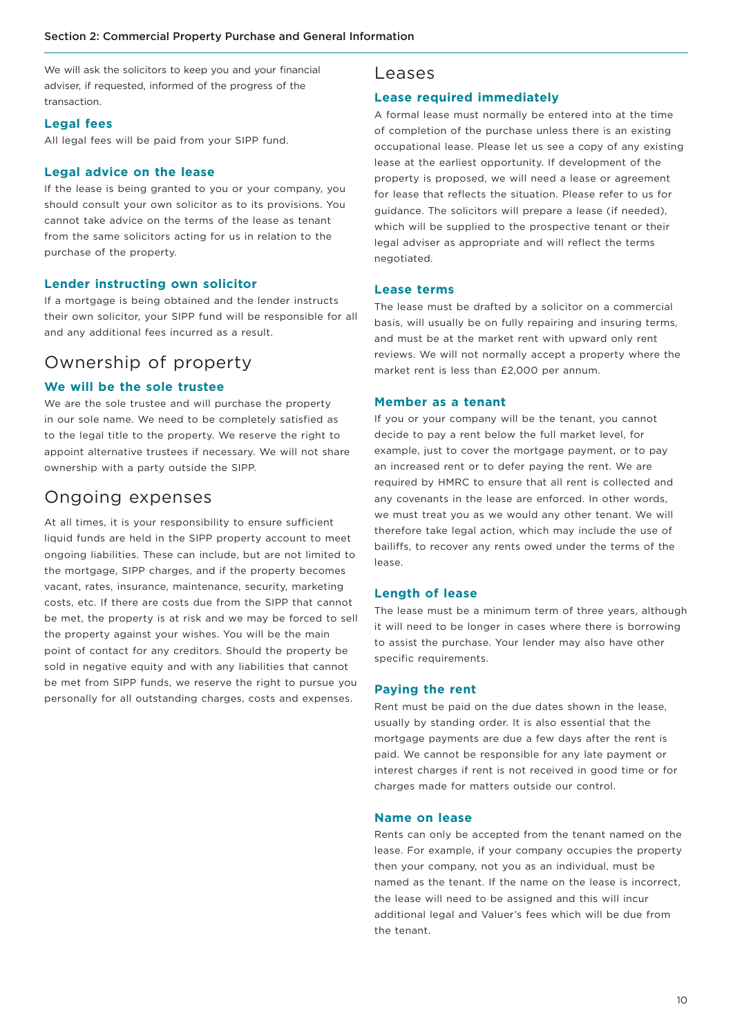We will ask the solicitors to keep you and your financial adviser, if requested, informed of the progress of the transaction.

### Legal fees

All legal fees will be paid from your SIPP fund.

### Legal advice on the lease

If the lease is being granted to you or your company, you should consult your own solicitor as to its provisions. You cannot take advice on the terms of the lease as tenant from the same solicitors acting for us in relation to the purchase of the property.

### Lender instructing own solicitor

If a mortgage is being obtained and the lender instructs their own solicitor, your SIPP fund will be responsible for all and any additional fees incurred as a result.

## Ownership of property

### We will be the sole trustee

We are the sole trustee and will purchase the property in our sole name. We need to be completely satisfied as to the legal title to the property. We reserve the right to appoint alternative trustees if necessary. We will not share ownership with a party outside the SIPP.

## Ongoing expenses

At all times, it is your responsibility to ensure sufficient liquid funds are held in the SIPP property account to meet ongoing liabilities. These can include, but are not limited to the mortgage, SIPP charges, and if the property becomes vacant, rates, insurance, maintenance, security, marketing costs, etc. If there are costs due from the SIPP that cannot be met, the property is at risk and we may be forced to sell the property against your wishes. You will be the main point of contact for any creditors. Should the property be sold in negative equity and with any liabilities that cannot be met from SIPP funds, we reserve the right to pursue you personally for all outstanding charges, costs and expenses.

## Leases

### Lease required immediately

A formal lease must normally be entered into at the time of completion of the purchase unless there is an existing occupational lease. Please let us see a copy of any existing lease at the earliest opportunity. If development of the property is proposed, we will need a lease or agreement for lease that reflects the situation. Please refer to us for guidance. The solicitors will prepare a lease (if needed), which will be supplied to the prospective tenant or their legal adviser as appropriate and will reflect the terms negotiated.

### Lease terms

The lease must be drafted by a solicitor on a commercial basis, will usually be on fully repairing and insuring terms, and must be at the market rent with upward only rent reviews. We will not normally accept a property where the market rent is less than £2,000 per annum.

### Member as a tenant

If you or your company will be the tenant, you cannot decide to pay a rent below the full market level, for example, just to cover the mortgage payment, or to pay an increased rent or to defer paying the rent. We are required by HMRC to ensure that all rent is collected and any covenants in the lease are enforced. In other words, we must treat you as we would any other tenant. We will therefore take legal action, which may include the use of bailiffs, to recover any rents owed under the terms of the lease.

### Length of lease

The lease must be a minimum term of three years, although it will need to be longer in cases where there is borrowing to assist the purchase. Your lender may also have other specific requirements.

### Paying the rent

Rent must be paid on the due dates shown in the lease, usually by standing order. It is also essential that the mortgage payments are due a few days after the rent is paid. We cannot be responsible for any late payment or interest charges if rent is not received in good time or for charges made for matters outside our control.

### Name on lease

Rents can only be accepted from the tenant named on the lease. For example, if your company occupies the property then your company, not you as an individual, must be named as the tenant. If the name on the lease is incorrect, the lease will need to be assigned and this will incur additional legal and Valuer's fees which will be due from the tenant.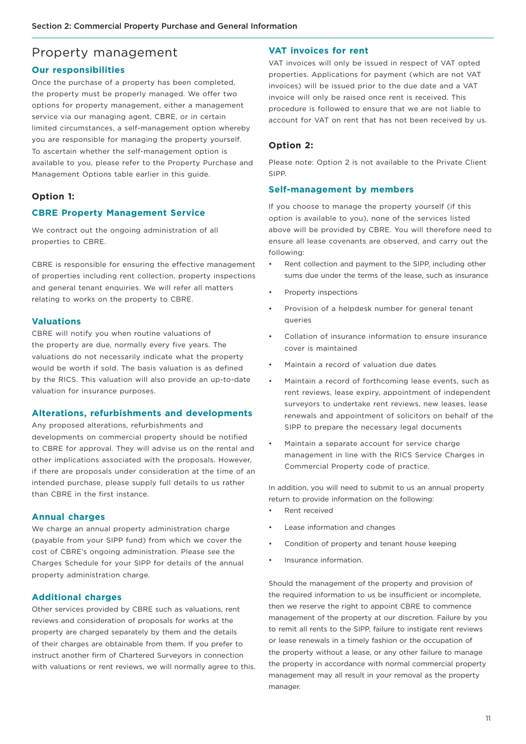# Property management

### Our responsibilities

Once the purchase of a property has been completed, the property must be properly managed. We offer two options for property management, either a management service via our managing agent, CBRE, or in certain limited circumstances, a self-management option whereby you are responsible for managing the property yourself. To ascertain whether the self-management option is available to you, please refer to the Property Purchase and Management Options table earlier in this guide.

## Option 1:

### CBRE Property Management Service

We contract out the ongoing administration of all properties to CBRE.

CBRE is responsible for ensuring the effective management of properties including rent collection, property inspections and general tenant enquiries. We will refer all matters relating to works on the property to CBRE.

### Valuations

CBRE will notify you when routine valuations of the property are due, normally every five years. The valuations do not necessarily indicate what the property would be worth if sold. The basis valuation is as defined by the RICS. This valuation will also provide an up-to-date valuation for insurance purposes.

### Alterations, refurbishments and developments

Any proposed alterations, refurbishments and developments on commercial property should be notified to CBRE for approval. They will advise us on the rental and other implications associated with the proposals. However, if there are proposals under consideration at the time of an intended purchase, please supply full details to us rather than CBRE in the first instance.

### Annual charges

We charge an annual property administration charge (payable from your SIPP fund) from which we cover the cost of CBRE's ongoing administration. Please see the Charges Schedule for your SIPP for details of the annual property administration charge.

### Additional charges

Other services provided by CBRE such as valuations, rent reviews and consideration of proposals for works at the property are charged separately by them and the details of their charges are obtainable from them. If you prefer to instruct another firm of Chartered Surveyors in connection with valuations or rent reviews, we will normally agree to this.

### VAT invoices for rent

VAT invoices will only be issued in respect of VAT opted properties. Applications for payment (which are not VAT invoices) will be issued prior to the due date and a VAT invoice will only be raised once rent is received. This procedure is followed to ensure that we are not liable to account for VAT on rent that has not been received by us.

## Option 2:

Please note: Option 2 is not available to the Private Client SIPP.

### Self-management by members

If you choose to manage the property yourself (if this option is available to you), none of the services listed above will be provided by CBRE. You will therefore need to ensure all lease covenants are observed, and carry out the following:

- Rent collection and payment to the SIPP, including other sums due under the terms of the lease, such as insurance
- Property inspections
- Provision of a helpdesk number for general tenant queries
- Collation of insurance information to ensure insurance cover is maintained
- Maintain a record of valuation due dates
- Maintain a record of forthcoming lease events, such as rent reviews, lease expiry, appointment of independent surveyors to undertake rent reviews, new leases, lease renewals and appointment of solicitors on behalf of the SIPP to prepare the necessary legal documents
- Maintain a separate account for service charge management in line with the RICS Service Charges in Commercial Property code of practice.

In addition, you will need to submit to us an annual property return to provide information on the following:

- Rent received
- Lease information and changes
- Condition of property and tenant house keeping
- Insurance information.

Should the management of the property and provision of the required information to us be insufficient or incomplete, then we reserve the right to appoint CBRE to commence management of the property at our discretion. Failure by you to remit all rents to the SIPP, failure to instigate rent reviews or lease renewals in a timely fashion or the occupation of the property without a lease, or any other failure to manage the property in accordance with normal commercial property management may all result in your removal as the property manager.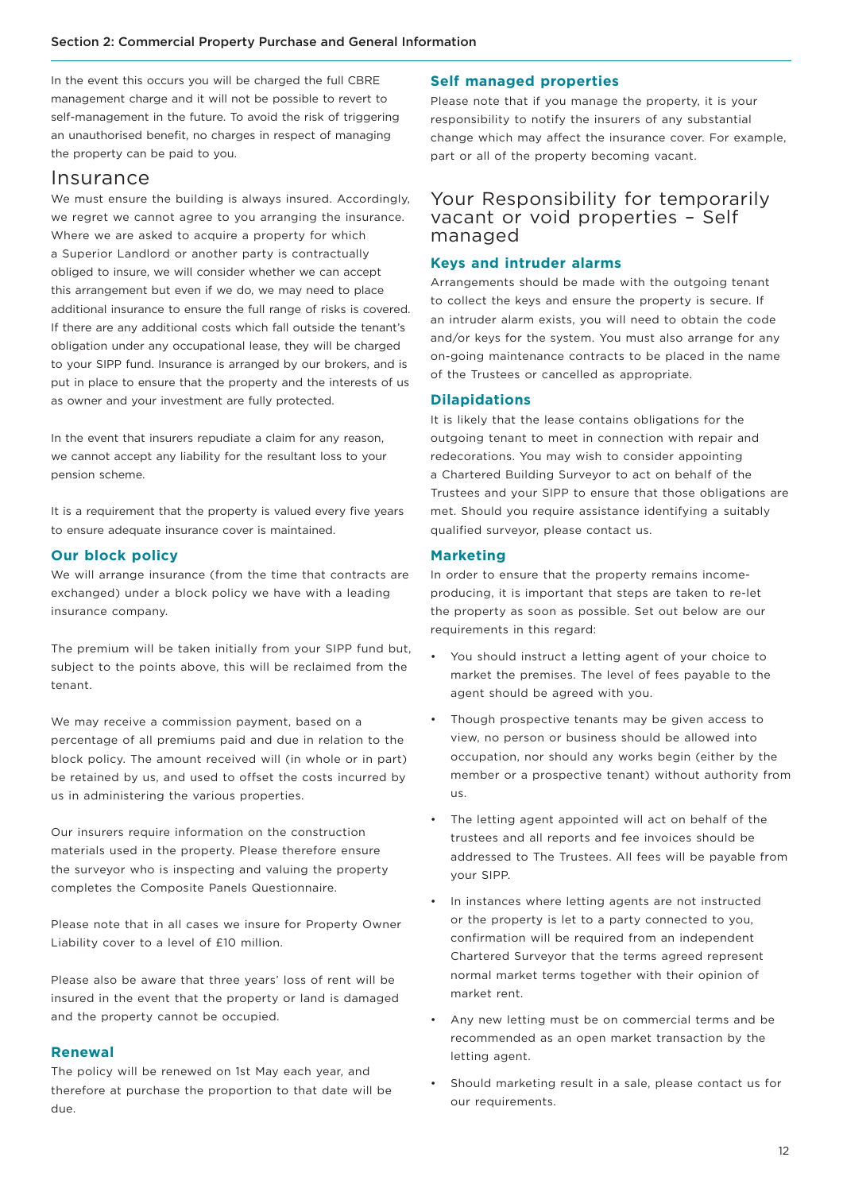In the event this occurs you will be charged the full CBRE management charge and it will not be possible to revert to self-management in the future. To avoid the risk of triggering an unauthorised benefit, no charges in respect of managing the property can be paid to you.

## Insurance

We must ensure the building is always insured. Accordingly, we regret we cannot agree to you arranging the insurance. Where we are asked to acquire a property for which a Superior Landlord or another party is contractually obliged to insure, we will consider whether we can accept this arrangement but even if we do, we may need to place additional insurance to ensure the full range of risks is covered. If there are any additional costs which fall outside the tenant's obligation under any occupational lease, they will be charged to your SIPP fund. Insurance is arranged by our brokers, and is put in place to ensure that the property and the interests of us as owner and your investment are fully protected.

In the event that insurers repudiate a claim for any reason, we cannot accept any liability for the resultant loss to your pension scheme.

It is a requirement that the property is valued every five years to ensure adequate insurance cover is maintained.

### Our block policy

We will arrange insurance (from the time that contracts are exchanged) under a block policy we have with a leading insurance company.

The premium will be taken initially from your SIPP fund but, subject to the points above, this will be reclaimed from the tenant.

We may receive a commission payment, based on a percentage of all premiums paid and due in relation to the block policy. The amount received will (in whole or in part) be retained by us, and used to offset the costs incurred by us in administering the various properties.

Our insurers require information on the construction materials used in the property. Please therefore ensure the surveyor who is inspecting and valuing the property completes the Composite Panels Questionnaire.

Please note that in all cases we insure for Property Owner Liability cover to a level of £10 million.

Please also be aware that three years' loss of rent will be insured in the event that the property or land is damaged and the property cannot be occupied.

### Renewal

The policy will be renewed on 1st May each year, and therefore at purchase the proportion to that date will be due.

### Self managed properties

Please note that if you manage the property, it is your responsibility to notify the insurers of any substantial change which may affect the insurance cover. For example, part or all of the property becoming vacant.

## Your Responsibility for temporarily vacant or void properties – Self managed

### Keys and intruder alarms

Arrangements should be made with the outgoing tenant to collect the keys and ensure the property is secure. If an intruder alarm exists, you will need to obtain the code and/or keys for the system. You must also arrange for any on-going maintenance contracts to be placed in the name of the Trustees or cancelled as appropriate.

### Dilapidations

It is likely that the lease contains obligations for the outgoing tenant to meet in connection with repair and redecorations. You may wish to consider appointing a Chartered Building Surveyor to act on behalf of the Trustees and your SIPP to ensure that those obligations are met. Should you require assistance identifying a suitably qualified surveyor, please contact us.

### Marketing

In order to ensure that the property remains income-producing, it is important that steps are taken to re-let the property as soon as possible. Set out below are our requirements in this regard:

- You should instruct a letting agent of your choice to market the premises. The level of fees payable to the agent should be agreed with you.
- Though prospective tenants may be given access to view, no person or business should be allowed into occupation, nor should any works begin (either by the member or a prospective tenant) without authority from us.
- The letting agent appointed will act on behalf of the trustees and all reports and fee invoices should be addressed to The Trustees. All fees will be payable from your SIPP.
- In instances where letting agents are not instructed or the property is let to a party connected to you, confirmation will be required from an independent Chartered Surveyor that the terms agreed represent normal market terms together with their opinion of market rent.
- Any new letting must be on commercial terms and be recommended as an open market transaction by the letting agent.
- Should marketing result in a sale, please contact us for our requirements.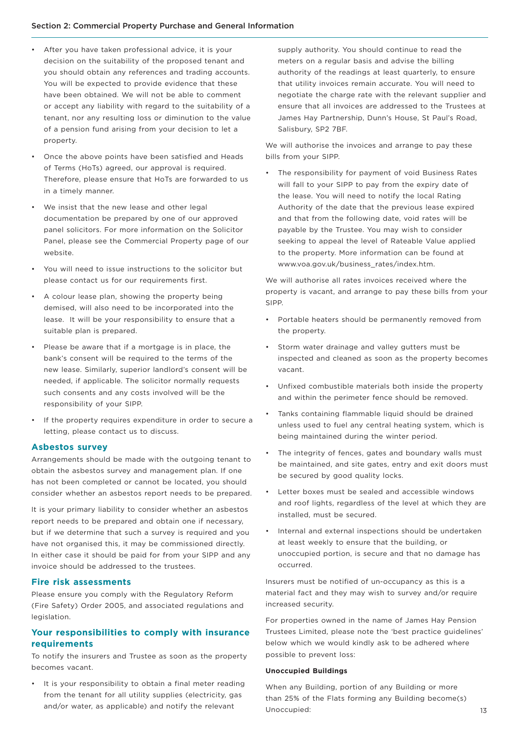- After you have taken professional advice, it is your decision on the suitability of the proposed tenant and you should obtain any references and trading accounts. You will be expected to provide evidence that these have been obtained. We will not be able to comment or accept any liability with regard to the suitability of a tenant, nor any resulting loss or diminution to the value of a pension fund arising from your decision to let a property.
- Once the above points have been satisfied and Heads of Terms (HoTs) agreed, our approval is required. Therefore, please ensure that HoTs are forwarded to us in a timely manner.
- We insist that the new lease and other legal documentation be prepared by one of our approved panel solicitors. For more information on the Solicitor Panel, please see the Commercial Property page of our website.
- You will need to issue instructions to the solicitor but please contact us for our requirements first.
- A colour lease plan, showing the property being demised, will also need to be incorporated into the lease. It will be your responsibility to ensure that a suitable plan is prepared.
- Please be aware that if a mortgage is in place, the bank's consent will be required to the terms of the new lease. Similarly, superior landlord's consent will be needed, if applicable. The solicitor normally requests such consents and any costs involved will be the responsibility of your SIPP.
- If the property requires expenditure in order to secure a letting, please contact us to discuss.

## Asbestos survey

Arrangements should be made with the outgoing tenant to obtain the asbestos survey and management plan. If one has not been completed or cannot be located, you should consider whether an asbestos report needs to be prepared.

It is your primary liability to consider whether an asbestos report needs to be prepared and obtain one if necessary, but if we determine that such a survey is required and you have not organised this, it may be commissioned directly. In either case it should be paid for from your SIPP and any invoice should be addressed to the trustees.

## Fire risk assessments

Please ensure you comply with the Regulatory Reform (Fire Safety) Order 2005, and associated regulations and legislation.

## Your responsibilities to comply with insurance requirements

To notify the insurers and Trustee as soon as the property becomes vacant.

- It is your responsibility to obtain a final meter reading from the tenant for all utility supplies (electricity, gas and/or water, as applicable) and notify the relevant supply authority. You should continue to read the meters on a regular basis and advise the billing authority of the readings at least quarterly, to ensure that utility invoices remain accurate. You will need to negotiate the charge rate with the relevant supplier and ensure that all invoices are addressed to the Trustees at James Hay Partnership, Dunn's House, St Paul's Road, Salisbury, SP2 7BF.

We will authorise the invoices and arrange to pay these bills from your SIPP.

- The responsibility for payment of void Business Rates will fall to your SIPP to pay from the expiry date of the lease. You will need to notify the local Rating Authority of the date that the previous lease expired and that from the following date, void rates will be payable by the Trustee. You may wish to consider seeking to appeal the level of Rateable Value applied to the property. More information can be found at www.voa.gov.uk/business_rates/index.htm.

We will authorise all rates invoices received where the property is vacant, and arrange to pay these bills from your SIPP.

- Portable heaters should be permanently removed from the property.
- Storm water drainage and valley gutters must be inspected and cleaned as soon as the property becomes vacant.
- Unfixed combustible materials both inside the property and within the perimeter fence should be removed.
- Tanks containing flammable liquid should be drained unless used to fuel any central heating system, which is being maintained during the winter period.
- The integrity of fences, gates and boundary walls must be maintained, and site gates, entry and exit doors must be secured by good quality locks.
- Letter boxes must be sealed and accessible windows and roof lights, regardless of the level at which they are installed, must be secured.
- Internal and external inspections should be undertaken at least weekly to ensure that the building, or unoccupied portion, is secure and that no damage has occurred.

Insurers must be notified of un-occupancy as this is a material fact and they may wish to survey and/or require increased security.

For properties owned in the name of James Hay Pension Trustees Limited, please note the 'best practice guidelines' below which we would kindly ask to be adhered where possible to prevent loss:

**Unoccupied Buildings**

When any Building, portion of any Building or more than 25% of the Flats forming any Building become(s) Unoccupied: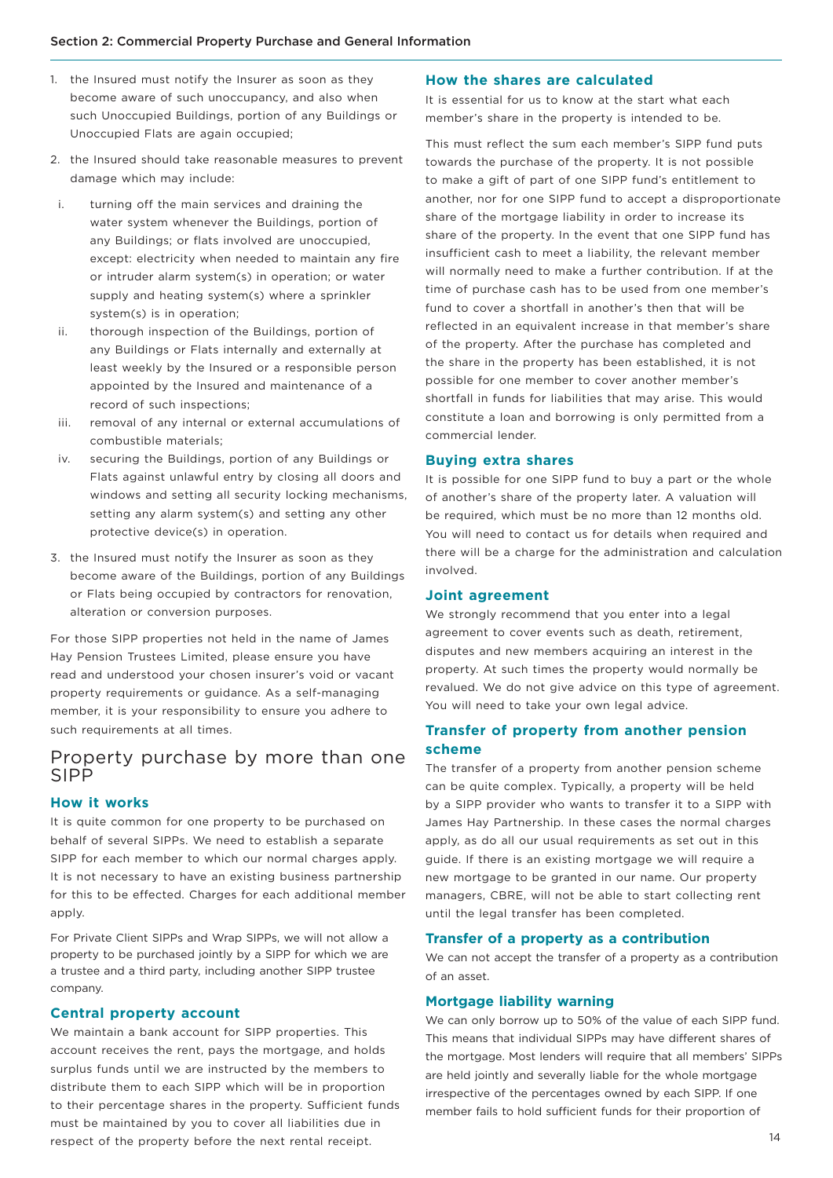1. the Insured must notify the Insurer as soon as they become aware of such unoccupancy, and also when such Unoccupied Buildings, portion of any Buildings or Unoccupied Flats are again occupied;
2. the Insured should take reasonable measures to prevent damage which may include:
   i. turning off the main services and draining the water system whenever the Buildings, portion of any Buildings; or flats involved are unoccupied, except: electricity when needed to maintain any fire or intruder alarm system(s) in operation; or water supply and heating system(s) where a sprinkler system(s) is in operation;
   ii. thorough inspection of the Buildings, portion of any Buildings or Flats internally and externally at least weekly by the Insured or a responsible person appointed by the Insured and maintenance of a record of such inspections;
   iii. removal of any internal or external accumulations of combustible materials;
   iv. securing the Buildings, portion of any Buildings or Flats against unlawful entry by closing all doors and windows and setting all security locking mechanisms, setting any alarm system(s) and setting any other protective device(s) in operation.
3. the Insured must notify the Insurer as soon as they become aware of the Buildings, portion of any Buildings or Flats being occupied by contractors for renovation, alteration or conversion purposes.

For those SIPP properties not held in the name of James Hay Pension Trustees Limited, please ensure you have read and understood your chosen insurer's void or vacant property requirements or guidance. As a self-managing member, it is your responsibility to ensure you adhere to such requirements at all times.

## Property purchase by more than one SIPP

### How it works

It is quite common for one property to be purchased on behalf of several SIPPs. We need to establish a separate SIPP for each member to which our normal charges apply. It is not necessary to have an existing business partnership for this to be effected. Charges for each additional member apply.

For Private Client SIPPs and Wrap SIPPs, we will not allow a property to be purchased jointly by a SIPP for which we are a trustee and a third party, including another SIPP trustee company.

### Central property account

We maintain a bank account for SIPP properties. This account receives the rent, pays the mortgage, and holds surplus funds until we are instructed by the members to distribute them to each SIPP which will be in proportion to their percentage shares in the property. Sufficient funds must be maintained by you to cover all liabilities due in respect of the property before the next rental receipt.

### How the shares are calculated

It is essential for us to know at the start what each member's share in the property is intended to be.

This must reflect the sum each member's SIPP fund puts towards the purchase of the property. It is not possible to make a gift of part of one SIPP fund's entitlement to another, nor for one SIPP fund to accept a disproportionate share of the mortgage liability in order to increase its share of the property. In the event that one SIPP fund has insufficient cash to meet a liability, the relevant member will normally need to make a further contribution. If at the time of purchase cash has to be used from one member's fund to cover a shortfall in another's then that will be reflected in an equivalent increase in that member's share of the property. After the purchase has completed and the share in the property has been established, it is not possible for one member to cover another member's shortfall in funds for liabilities that may arise. This would constitute a loan and borrowing is only permitted from a commercial lender.

### Buying extra shares

It is possible for one SIPP fund to buy a part or the whole of another's share of the property later. A valuation will be required, which must be no more than 12 months old. You will need to contact us for details when required and there will be a charge for the administration and calculation involved.

### Joint agreement

We strongly recommend that you enter into a legal agreement to cover events such as death, retirement, disputes and new members acquiring an interest in the property. At such times the property would normally be revalued. We do not give advice on this type of agreement. You will need to take your own legal advice.

### Transfer of property from another pension scheme

The transfer of a property from another pension scheme can be quite complex. Typically, a property will be held by a SIPP provider who wants to transfer it to a SIPP with James Hay Partnership. In these cases the normal charges apply, as do all our usual requirements as set out in this guide. If there is an existing mortgage we will require a new mortgage to be granted in our name. Our property managers, CBRE, will not be able to start collecting rent until the legal transfer has been completed.

### Transfer of a property as a contribution

We can not accept the transfer of a property as a contribution of an asset.

### Mortgage liability warning

We can only borrow up to 50% of the value of each SIPP fund. This means that individual SIPPs may have different shares of the mortgage. Most lenders will require that all members' SIPPs are held jointly and severally liable for the whole mortgage irrespective of the percentages owned by each SIPP. If one member fails to hold sufficient funds for their proportion of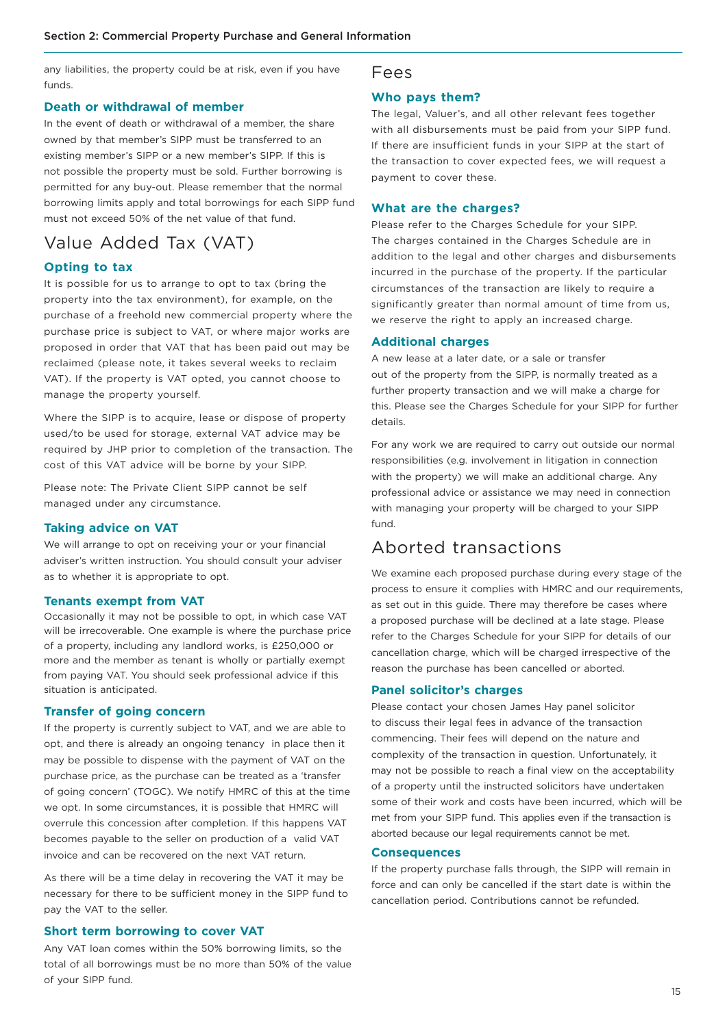any liabilities, the property could be at risk, even if you have funds.

### Death or withdrawal of member

In the event of death or withdrawal of a member, the share owned by that member's SIPP must be transferred to an existing member's SIPP or a new member's SIPP. If this is not possible the property must be sold. Further borrowing is permitted for any buy-out. Please remember that the normal borrowing limits apply and total borrowings for each SIPP fund must not exceed 50% of the net value of that fund.

## Value Added Tax (VAT)

### Opting to tax

It is possible for us to arrange to opt to tax (bring the property into the tax environment), for example, on the purchase of a freehold new commercial property where the purchase price is subject to VAT, or where major works are proposed in order that VAT that has been paid out may be reclaimed (please note, it takes several weeks to reclaim VAT). If the property is VAT opted, you cannot choose to manage the property yourself.

Where the SIPP is to acquire, lease or dispose of property used/to be used for storage, external VAT advice may be required by JHP prior to completion of the transaction. The cost of this VAT advice will be borne by your SIPP.

Please note: The Private Client SIPP cannot be self managed under any circumstance.

### Taking advice on VAT

We will arrange to opt on receiving your or your financial adviser's written instruction. You should consult your adviser as to whether it is appropriate to opt.

### Tenants exempt from VAT

Occasionally it may not be possible to opt, in which case VAT will be irrecoverable. One example is where the purchase price of a property, including any landlord works, is £250,000 or more and the member as tenant is wholly or partially exempt from paying VAT. You should seek professional advice if this situation is anticipated.

### Transfer of going concern

If the property is currently subject to VAT, and we are able to opt, and there is already an ongoing tenancy in place then it may be possible to dispense with the payment of VAT on the purchase price, as the purchase can be treated as a 'transfer of going concern' (TOGC). We notify HMRC of this at the time we opt. In some circumstances, it is possible that HMRC will overrule this concession after completion. If this happens VAT becomes payable to the seller on production of a valid VAT invoice and can be recovered on the next VAT return.

As there will be a time delay in recovering the VAT it may be necessary for there to be sufficient money in the SIPP fund to pay the VAT to the seller.

### Short term borrowing to cover VAT

Any VAT loan comes within the 50% borrowing limits, so the total of all borrowings must be no more than 50% of the value of your SIPP fund.

## Fees

### Who pays them?

The legal, Valuer's, and all other relevant fees together with all disbursements must be paid from your SIPP fund. If there are insufficient funds in your SIPP at the start of the transaction to cover expected fees, we will request a payment to cover these.

### What are the charges?

Please refer to the Charges Schedule for your SIPP. The charges contained in the Charges Schedule are in addition to the legal and other charges and disbursements incurred in the purchase of the property. If the particular circumstances of the transaction are likely to require a significantly greater than normal amount of time from us, we reserve the right to apply an increased charge.

### Additional charges

A new lease at a later date, or a sale or transfer out of the property from the SIPP, is normally treated as a further property transaction and we will make a charge for this. Please see the Charges Schedule for your SIPP for further details.

For any work we are required to carry out outside our normal responsibilities (e.g. involvement in litigation in connection with the property) we will make an additional charge. Any professional advice or assistance we may need in connection with managing your property will be charged to your SIPP fund.

## Aborted transactions

We examine each proposed purchase during every stage of the process to ensure it complies with HMRC and our requirements, as set out in this guide. There may therefore be cases where a proposed purchase will be declined at a late stage. Please refer to the Charges Schedule for your SIPP for details of our cancellation charge, which will be charged irrespective of the reason the purchase has been cancelled or aborted.

### Panel solicitor's charges

Please contact your chosen James Hay panel solicitor to discuss their legal fees in advance of the transaction commencing. Their fees will depend on the nature and complexity of the transaction in question. Unfortunately, it may not be possible to reach a final view on the acceptability of a property until the instructed solicitors have undertaken some of their work and costs have been incurred, which will be met from your SIPP fund. This applies even if the transaction is aborted because our legal requirements cannot be met.

### Consequences

If the property purchase falls through, the SIPP will remain in force and can only be cancelled if the start date is within the cancellation period. Contributions cannot be refunded.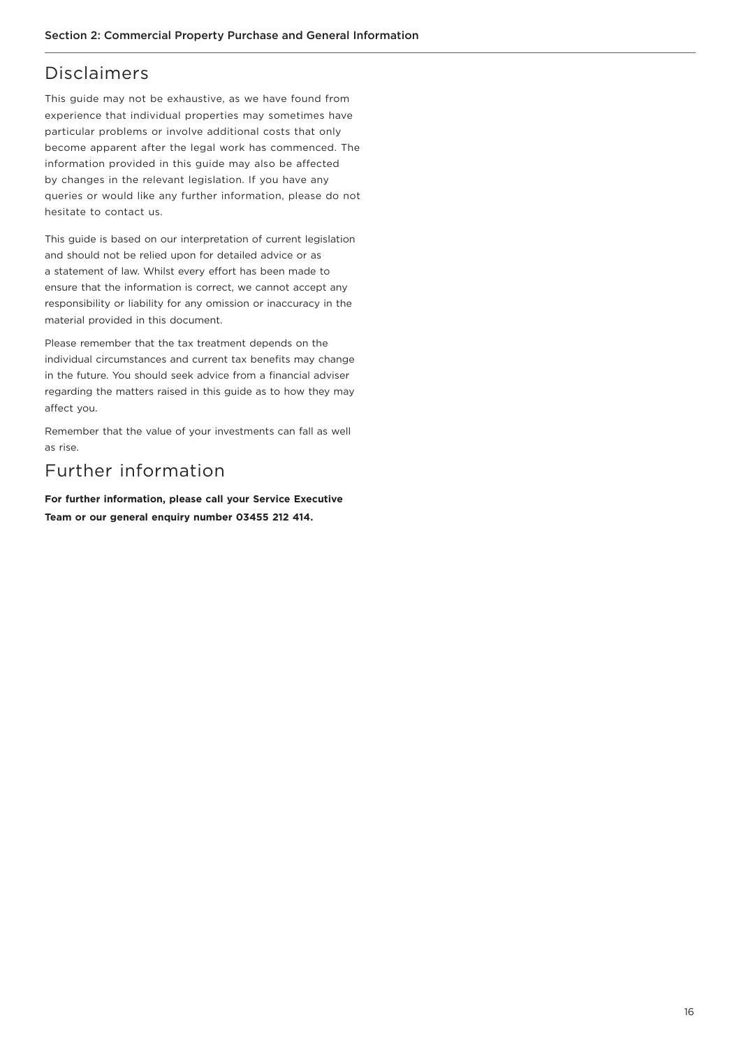## Disclaimers

This guide may not be exhaustive, as we have found from experience that individual properties may sometimes have particular problems or involve additional costs that only become apparent after the legal work has commenced. The information provided in this guide may also be affected by changes in the relevant legislation. If you have any queries or would like any further information, please do not hesitate to contact us.

This guide is based on our interpretation of current legislation and should not be relied upon for detailed advice or as a statement of law. Whilst every effort has been made to ensure that the information is correct, we cannot accept any responsibility or liability for any omission or inaccuracy in the material provided in this document.

Please remember that the tax treatment depends on the individual circumstances and current tax benefits may change in the future. You should seek advice from a financial adviser regarding the matters raised in this guide as to how they may affect you.

Remember that the value of your investments can fall as well as rise.

## Further information

**For further information, please call your Service Executive Team or our general enquiry number 03455 212 414.**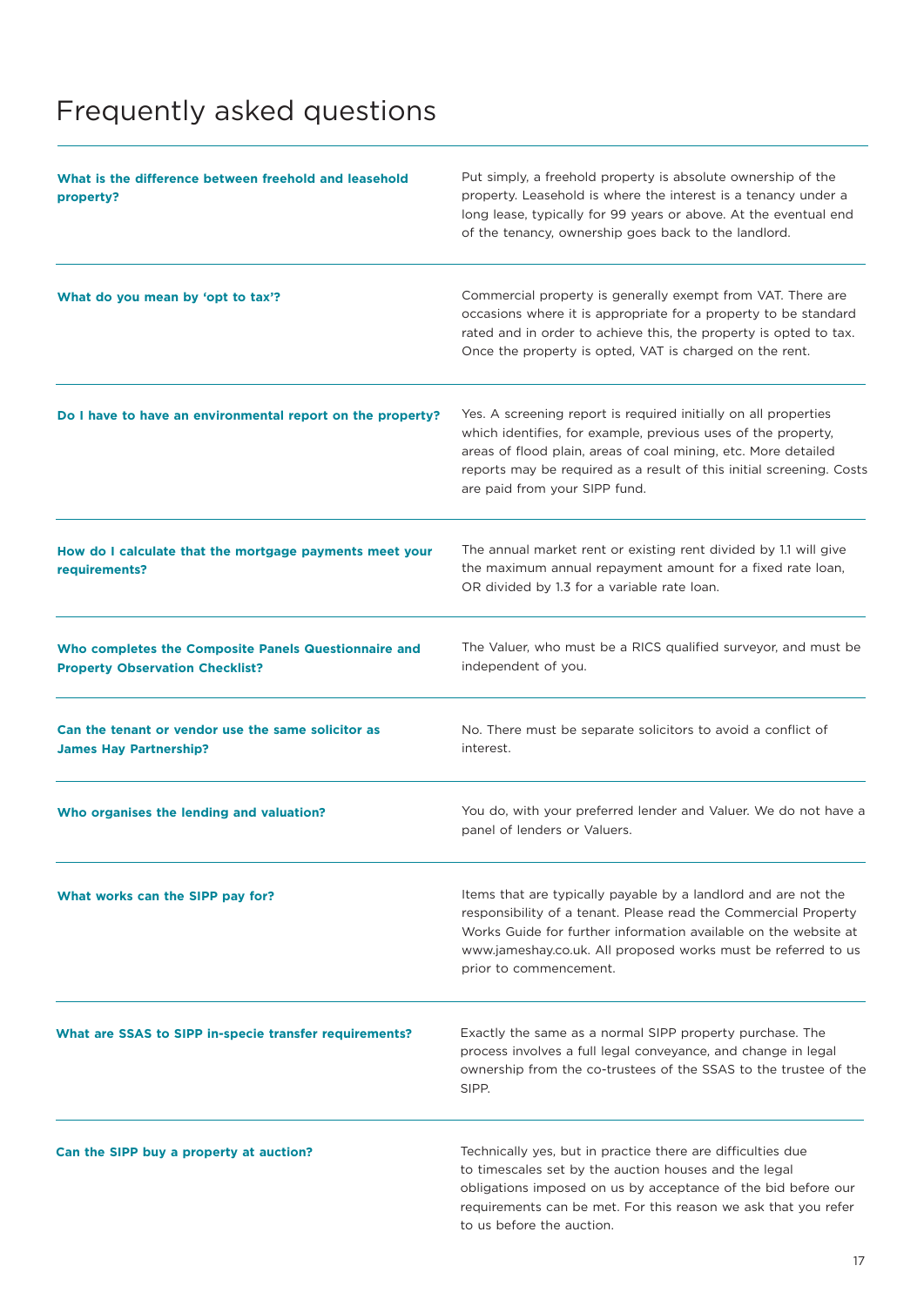# Frequently asked questions

| | |
|---|---|
| **What is the difference between freehold and leasehold property?** | Put simply, a freehold property is absolute ownership of the property. Leasehold is where the interest is a tenancy under a long lease, typically for 99 years or above. At the eventual end of the tenancy, ownership goes back to the landlord. |
| **What do you mean by 'opt to tax'?** | Commercial property is generally exempt from VAT. There are occasions where it is appropriate for a property to be standard rated and in order to achieve this, the property is opted to tax. Once the property is opted, VAT is charged on the rent. |
| **Do I have to have an environmental report on the property?** | Yes. A screening report is required initially on all properties which identifies, for example, previous uses of the property, areas of flood plain, areas of coal mining, etc. More detailed reports may be required as a result of this initial screening. Costs are paid from your SIPP fund. |
| **How do I calculate that the mortgage payments meet your requirements?** | The annual market rent or existing rent divided by 1.1 will give the maximum annual repayment amount for a fixed rate loan, OR divided by 1.3 for a variable rate loan. |
| **Who completes the Composite Panels Questionnaire and Property Observation Checklist?** | The Valuer, who must be a RICS qualified surveyor, and must be independent of you. |
| **Can the tenant or vendor use the same solicitor as James Hay Partnership?** | No. There must be separate solicitors to avoid a conflict of interest. |
| **Who organises the lending and valuation?** | You do, with your preferred lender and Valuer. We do not have a panel of lenders or Valuers. |
| **What works can the SIPP pay for?** | Items that are typically payable by a landlord and are not the responsibility of a tenant. Please read the Commercial Property Works Guide for further information available on the website at www.jameshay.co.uk. All proposed works must be referred to us prior to commencement. |
| **What are SSAS to SIPP in-specie transfer requirements?** | Exactly the same as a normal SIPP property purchase. The process involves a full legal conveyance, and change in legal ownership from the co-trustees of the SSAS to the trustee of the SIPP. |
| **Can the SIPP buy a property at auction?** | Technically yes, but in practice there are difficulties due to timescales set by the auction houses and the legal obligations imposed on us by acceptance of the bid before our requirements can be met. For this reason we ask that you refer to us before the auction. |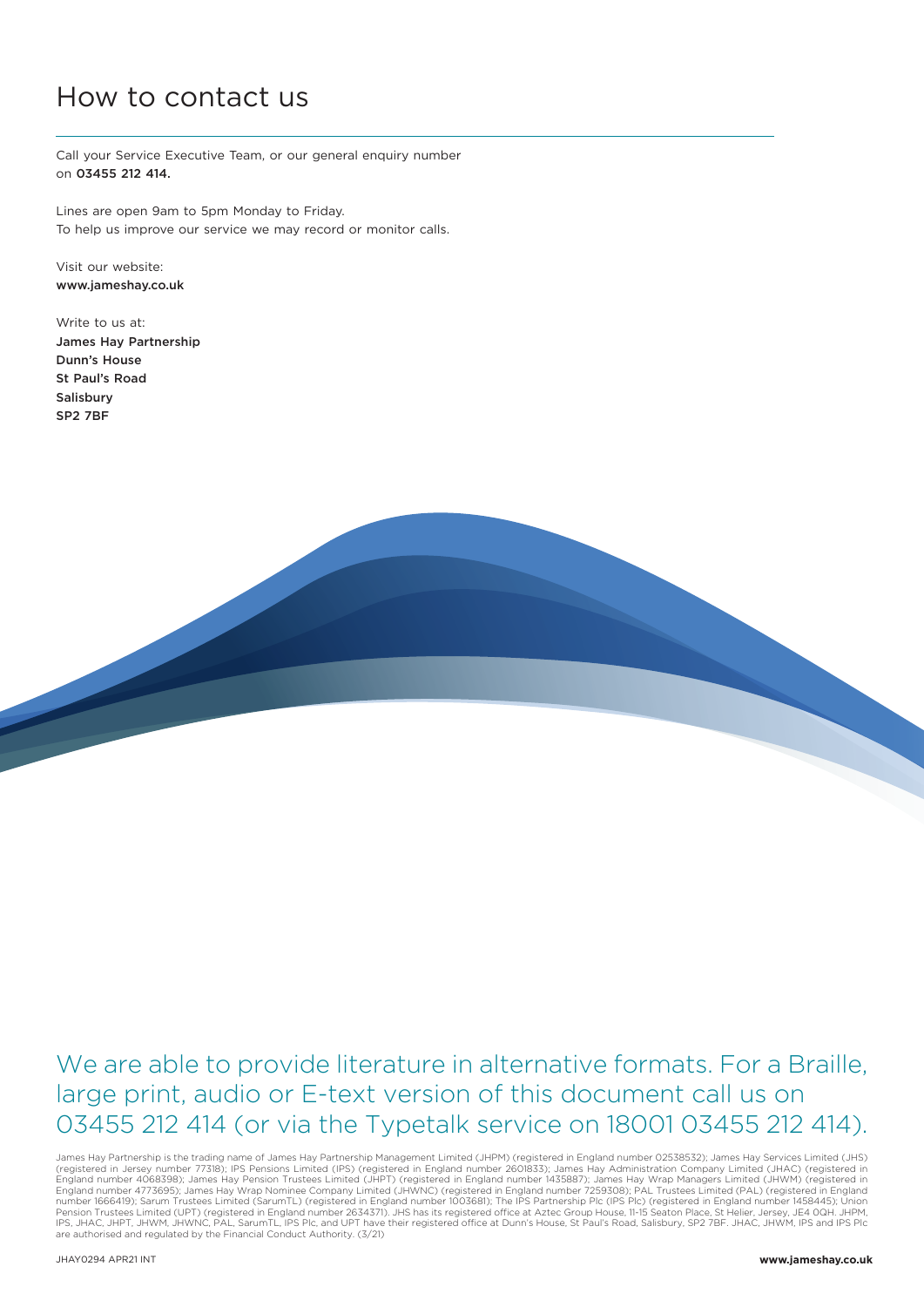# How to contact us

Call your Service Executive Team, or our general enquiry number on **03455 212 414.**

Lines are open 9am to 5pm Monday to Friday.
To help us improve our service we may record or monitor calls.

Visit our website:
**www.jameshay.co.uk**

Write to us at:
**James Hay Partnership**
**Dunn's House**
**St Paul's Road**
**Salisbury**
**SP2 7BF**

We are able to provide literature in alternative formats. For a Braille, large print, audio or E-text version of this document call us on 03455 212 414 (or via the Typetalk service on 18001 03455 212 414).

James Hay Partnership is the trading name of James Hay Partnership Management Limited (JHPM) (registered in England number 02538532); James Hay Services Limited (JHS) (registered in Jersey number 77318); IPS Pensions Limited (IPS) (registered in England number 2601833); James Hay Administration Company Limited (JHAC) (registered in England number 4068398); James Hay Pension Trustees Limited (JHPT) (registered in England number 1435887); James Hay Wrap Managers Limited (JHWM) (registered in England number 4773695); James Hay Wrap Nominee Company Limited (JHWNC) (registered in England number 7259308); PAL Trustees Limited (PAL) (registered in England number 1666419); Sarum Trustees Limited (SarumTL) (registered in England number 1003681); The IPS Partnership Plc (IPS Plc) (registered in England number 1458445); Union Pension Trustees Limited (UPT) (registered in England number 2634371). JHS has its registered office at Aztec Group House, 11-15 Seaton Place, St Helier, Jersey, JE4 0QH. JHPM, IPS, JHAC, JHPT, JHWM, JHWNC, PAL, SarumTL, IPS Plc, and UPT have their registered office at Dunn's House, St Paul's Road, Salisbury, SP2 7BF. JHAC, JHWM, IPS and IPS Plc are authorised and regulated by the Financial Conduct Authority. (3/21)

JHAY0294 APR21 INT

**www.jameshay.co.uk**